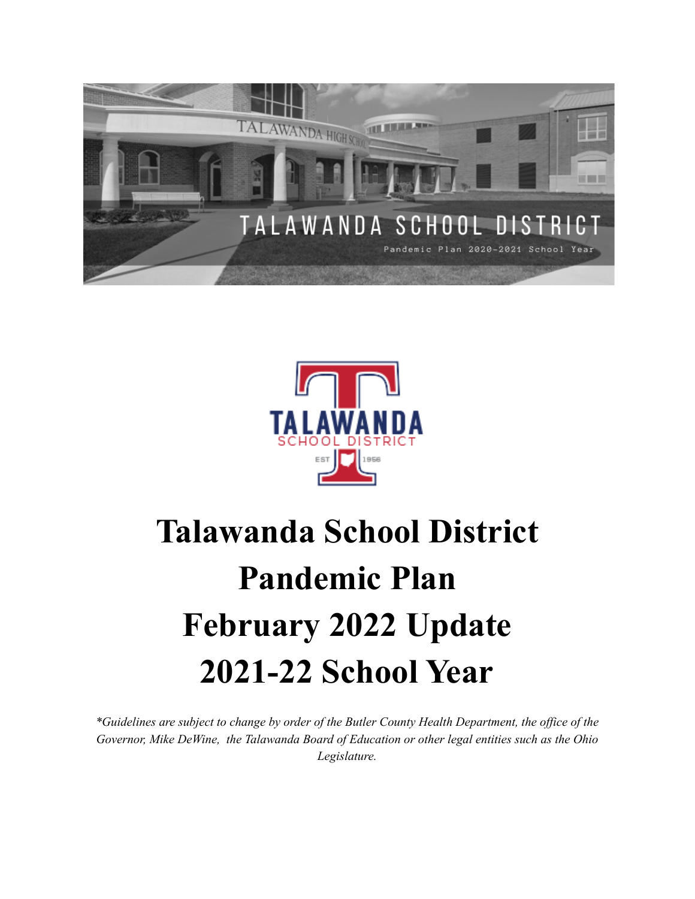TALAWANDA SCHOOL DISTRICT

Pandemic Plan 2020-2021 School Year

# Talawanda School District Pandemic Plan February 2022 Update 2021-22 School Year

*\*Guidelines are subject to change by order of the Butler County Health Department, the office of the Governor, Mike DeWine, the Talawanda Board of Education or other legal entities such as the Ohio Legislature.*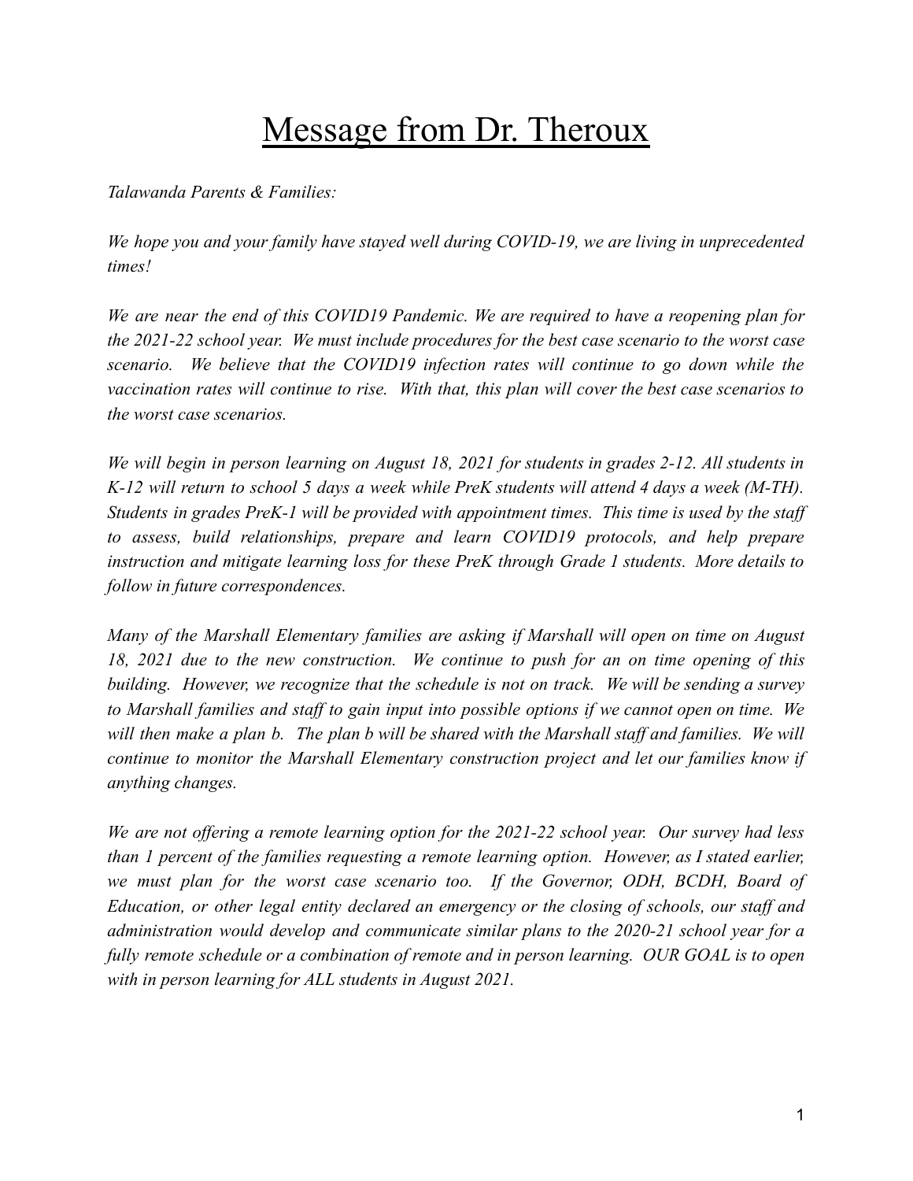# Message from Dr. Theroux

*Talawanda Parents & Families:*

*We hope you and your family have stayed well during COVID-19, we are living in unprecedented times!*

*We are near the end of this COVID19 Pandemic. We are required to have a reopening plan for the 2021-22 school year. We must include procedures for the best case scenario to the worst case scenario. We believe that the COVID19 infection rates will continue to go down while the vaccination rates will continue to rise. With that, this plan will cover the best case scenarios to the worst case scenarios.*

*We will begin in person learning on August 18, 2021 for students in grades 2-12. All students in K-12 will return to school 5 days a week while PreK students will attend 4 days a week (M-TH). Students in grades PreK-1 will be provided with appointment times. This time is used by the staff to assess, build relationships, prepare and learn COVID19 protocols, and help prepare instruction and mitigate learning loss for these PreK through Grade 1 students. More details to follow in future correspondences.*

*Many of the Marshall Elementary families are asking if Marshall will open on time on August 18, 2021 due to the new construction. We continue to push for an on time opening of this building. However, we recognize that the schedule is not on track. We will be sending a survey to Marshall families and staff to gain input into possible options if we cannot open on time. We will then make a plan b. The plan b will be shared with the Marshall staff and families. We will continue to monitor the Marshall Elementary construction project and let our families know if anything changes.*

*We are not offering a remote learning option for the 2021-22 school year. Our survey had less than 1 percent of the families requesting a remote learning option. However, as I stated earlier, we must plan for the worst case scenario too. If the Governor, ODH, BCDH, Board of Education, or other legal entity declared an emergency or the closing of schools, our staff and administration would develop and communicate similar plans to the 2020-21 school year for a fully remote schedule or a combination of remote and in person learning. OUR GOAL is to open with in person learning for ALL students in August 2021.*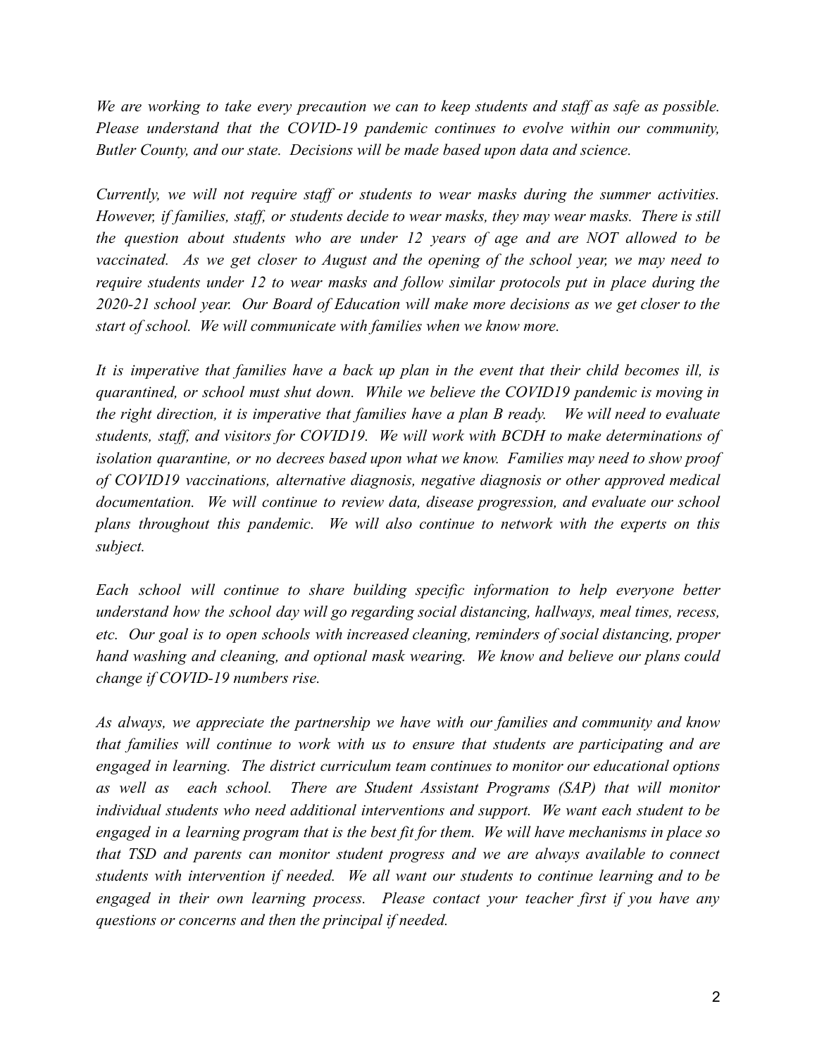*We are working to take every precaution we can to keep students and staff as safe as possible. Please understand that the COVID-19 pandemic continues to evolve within our community, Butler County, and our state. Decisions will be made based upon data and science.*

*Currently, we will not require staff or students to wear masks during the summer activities. However, if families, staff, or students decide to wear masks, they may wear masks. There is still the question about students who are under 12 years of age and are NOT allowed to be vaccinated. As we get closer to August and the opening of the school year, we may need to require students under 12 to wear masks and follow similar protocols put in place during the 2020-21 school year. Our Board of Education will make more decisions as we get closer to the start of school. We will communicate with families when we know more.*

*It is imperative that families have a back up plan in the event that their child becomes ill, is quarantined, or school must shut down. While we believe the COVID19 pandemic is moving in the right direction, it is imperative that families have a plan B ready. We will need to evaluate students, staff, and visitors for COVID19. We will work with BCDH to make determinations of isolation quarantine, or no decrees based upon what we know. Families may need to show proof of COVID19 vaccinations, alternative diagnosis, negative diagnosis or other approved medical documentation. We will continue to review data, disease progression, and evaluate our school plans throughout this pandemic. We will also continue to network with the experts on this subject.*

*Each school will continue to share building specific information to help everyone better understand how the school day will go regarding social distancing, hallways, meal times, recess, etc. Our goal is to open schools with increased cleaning, reminders of social distancing, proper hand washing and cleaning, and optional mask wearing. We know and believe our plans could change if COVID-19 numbers rise.*

*As always, we appreciate the partnership we have with our families and community and know that families will continue to work with us to ensure that students are participating and are engaged in learning. The district curriculum team continues to monitor our educational options as well as each school. There are Student Assistant Programs (SAP) that will monitor individual students who need additional interventions and support. We want each student to be engaged in a learning program that is the best fit for them. We will have mechanisms in place so that TSD and parents can monitor student progress and we are always available to connect students with intervention if needed. We all want our students to continue learning and to be engaged in their own learning process. Please contact your teacher first if you have any questions or concerns and then the principal if needed.*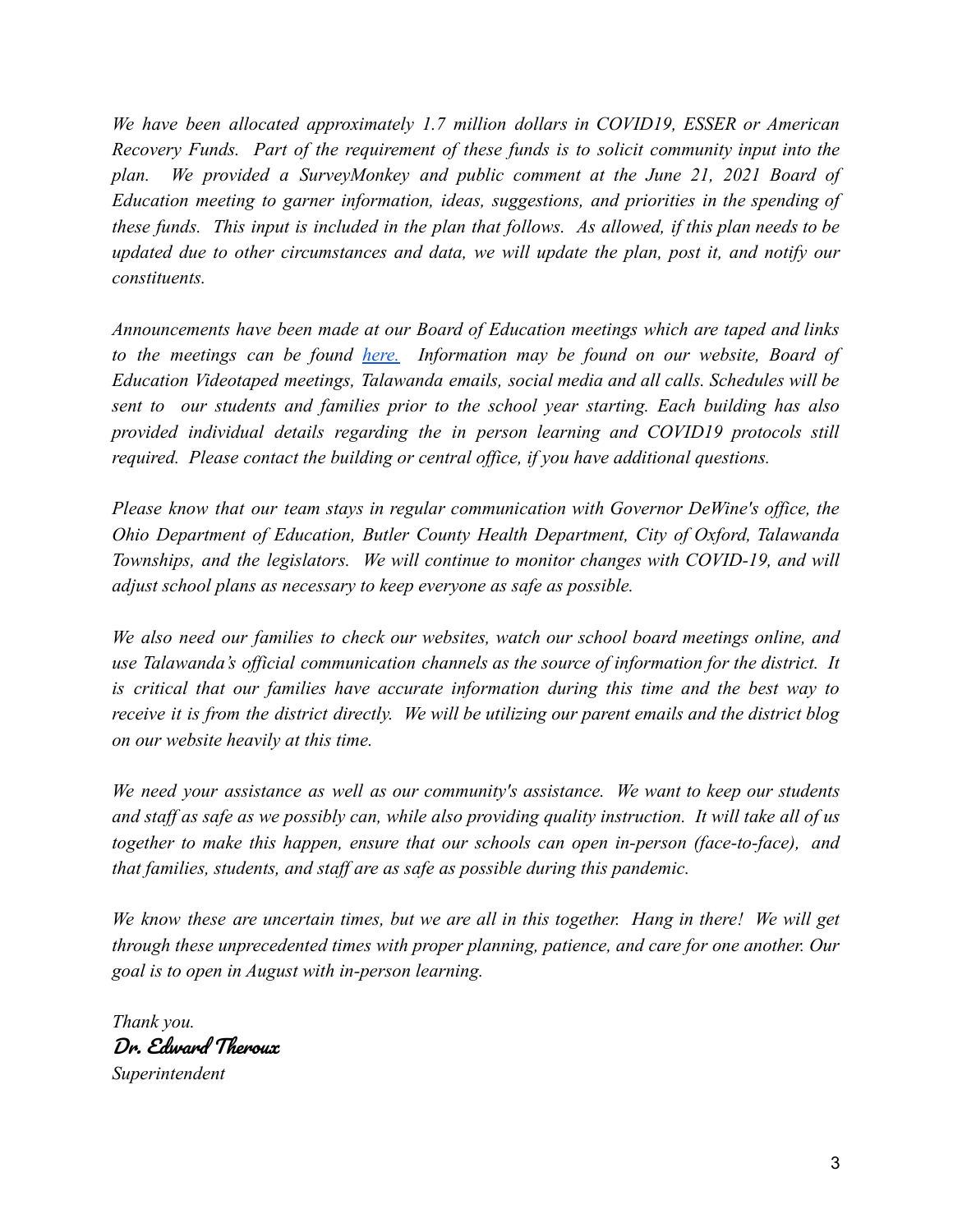*We have been allocated approximately 1.7 million dollars in COVID19, ESSER or American Recovery Funds. Part of the requirement of these funds is to solicit community input into the plan. We provided a SurveyMonkey and public comment at the June 21, 2021 Board of Education meeting to garner information, ideas, suggestions, and priorities in the spending of these funds. This input is included in the plan that follows. As allowed, if this plan needs to be updated due to other circumstances and data, we will update the plan, post it, and notify our constituents.*

*Announcements have been made at our Board of Education meetings which are taped and links to the meetings can be found [here.](#) Information may be found on our website, Board of Education Videotaped meetings, Talawanda emails, social media and all calls. Schedules will be sent to our students and families prior to the school year starting. Each building has also provided individual details regarding the in person learning and COVID19 protocols still required. Please contact the building or central office, if you have additional questions.*

*Please know that our team stays in regular communication with Governor DeWine's office, the Ohio Department of Education, Butler County Health Department, City of Oxford, Talawanda Townships, and the legislators. We will continue to monitor changes with COVID-19, and will adjust school plans as necessary to keep everyone as safe as possible.*

*We also need our families to check our websites, watch our school board meetings online, and use Talawanda's official communication channels as the source of information for the district. It is critical that our families have accurate information during this time and the best way to receive it is from the district directly. We will be utilizing our parent emails and the district blog on our website heavily at this time.*

*We need your assistance as well as our community's assistance. We want to keep our students and staff as safe as we possibly can, while also providing quality instruction. It will take all of us together to make this happen, ensure that our schools can open in-person (face-to-face), and that families, students, and staff are as safe as possible during this pandemic.*

*We know these are uncertain times, but we are all in this together. Hang in there! We will get through these unprecedented times with proper planning, patience, and care for one another. Our goal is to open in August with in-person learning.*

*Thank you.*
**Dr. Edward Theroux**
*Superintendent*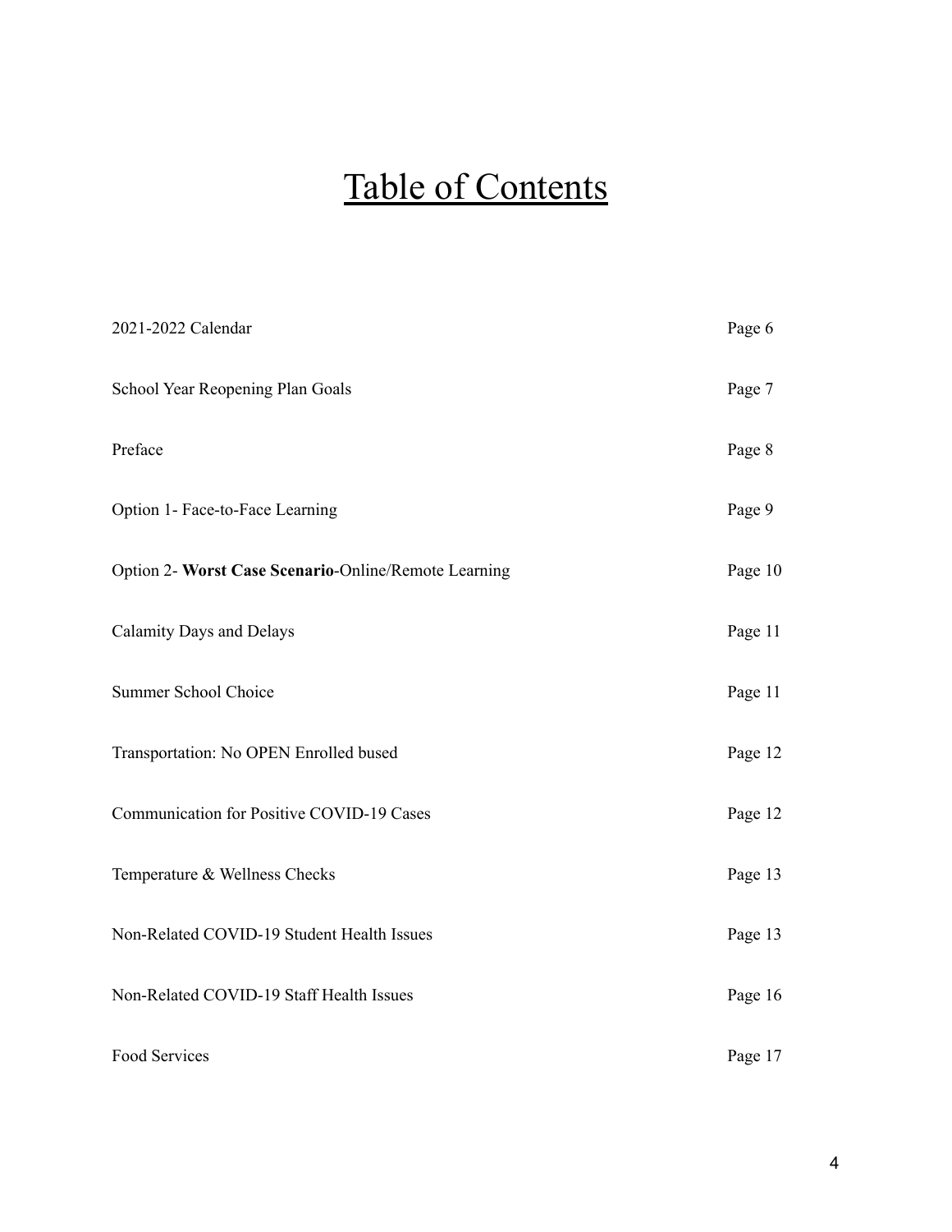# Table of Contents

| | |
|---|---|
| 2021-2022 Calendar | Page 6 |
| School Year Reopening Plan Goals | Page 7 |
| Preface | Page 8 |
| Option 1- Face-to-Face Learning | Page 9 |
| Option 2- **Worst Case Scenario**-Online/Remote Learning | Page 10 |
| Calamity Days and Delays | Page 11 |
| Summer School Choice | Page 11 |
| Transportation: No OPEN Enrolled bused | Page 12 |
| Communication for Positive COVID-19 Cases | Page 12 |
| Temperature & Wellness Checks | Page 13 |
| Non-Related COVID-19 Student Health Issues | Page 13 |
| Non-Related COVID-19 Staff Health Issues | Page 16 |
| Food Services | Page 17 |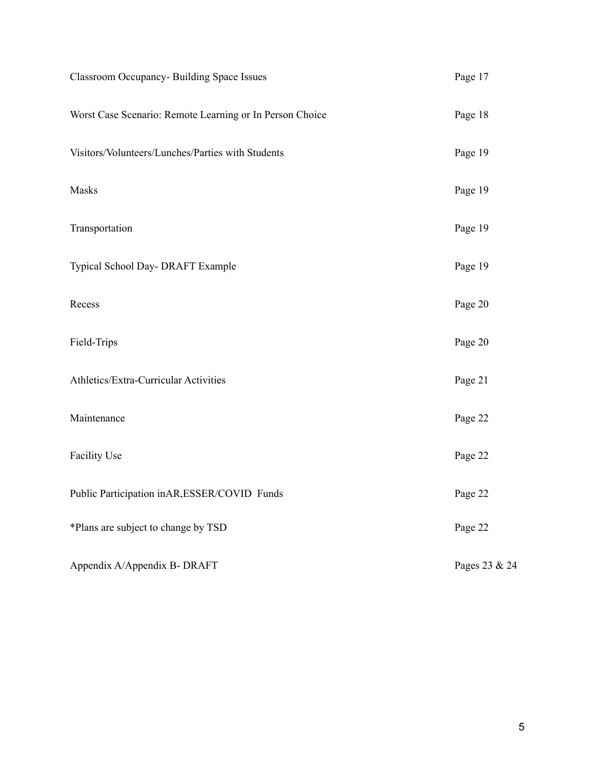| | |
|---|---|
| Classroom Occupancy- Building Space Issues | Page 17 |
| Worst Case Scenario: Remote Learning or In Person Choice | Page 18 |
| Visitors/Volunteers/Lunches/Parties with Students | Page 19 |
| Masks | Page 19 |
| Transportation | Page 19 |
| Typical School Day- DRAFT Example | Page 19 |
| Recess | Page 20 |
| Field-Trips | Page 20 |
| Athletics/Extra-Curricular Activities | Page 21 |
| Maintenance | Page 22 |
| Facility Use | Page 22 |
| Public Participation inAR,ESSER/COVID Funds | Page 22 |
| *Plans are subject to change by TSD | Page 22 |
| Appendix A/Appendix B- DRAFT | Pages 23 & 24 |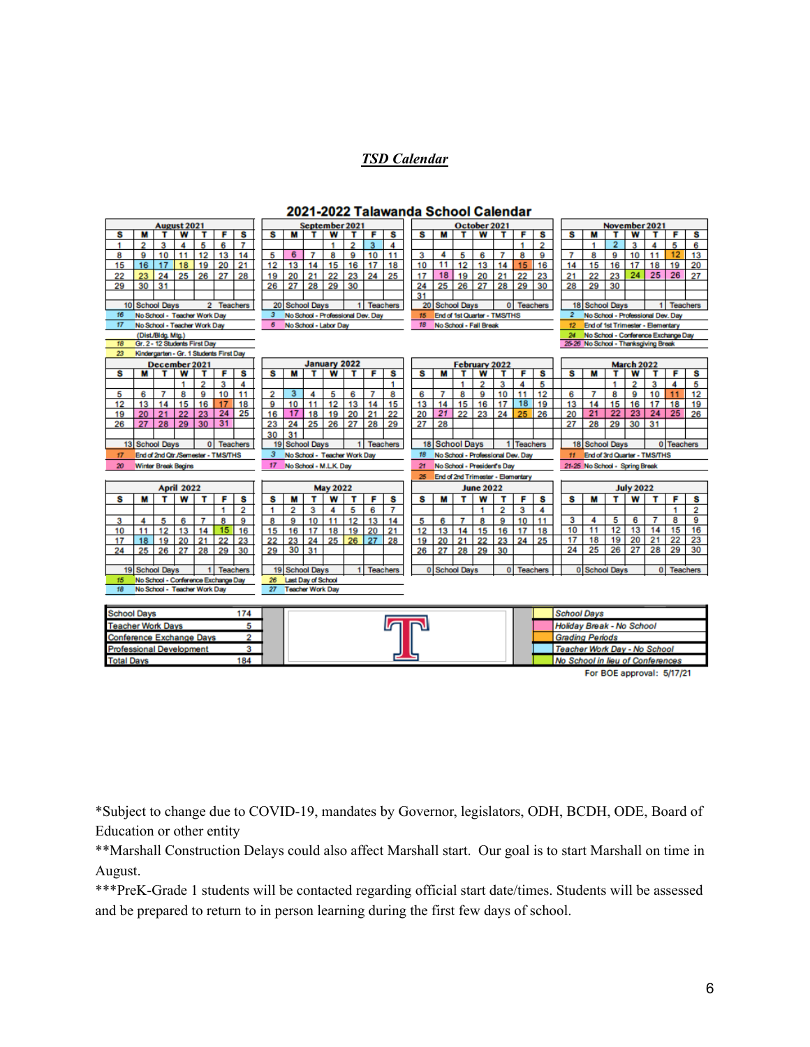***TSD Calendar***

## 2021-2022 Talawanda School Calendar

**August 2021**

| S | M | T | W | T | F | S |
|---|---|---|---|---|---|---|
| 1 | 2 | 3 | 4 | 5 | 6 | 7 |
| 8 | 9 | 10 | 11 | 12 | 13 | 14 |
| 15 | 16 | 17 | 18 | 19 | 20 | 21 |
| 22 | 23 | 24 | 25 | 26 | 27 | 28 |
| 29 | 30 | 31 | | | | |

10 School Days — 2 Teachers

- 16 No School - Teacher Work Day
- 17 No School - Teacher Work Day (Dist./Bldg. Mtg.)
- 18 Gr. 2 - 12 Students First Day
- 23 Kindergarten - Gr. 1 Students First Day

**September 2021**

| S | M | T | W | T | F | S |
|---|---|---|---|---|---|---|
| | | | 1 | 2 | 3 | 4 |
| 5 | 6 | 7 | 8 | 9 | 10 | 11 |
| 12 | 13 | 14 | 15 | 16 | 17 | 18 |
| 19 | 20 | 21 | 22 | 23 | 24 | 25 |
| 26 | 27 | 28 | 29 | 30 | | |

20 School Days — 1 Teachers

- 3 No School - Professional Dev. Day
- 6 No School - Labor Day

**October 2021**

| S | M | T | W | T | F | S |
|---|---|---|---|---|---|---|
| | | | | | 1 | 2 |
| 3 | 4 | 5 | 6 | 7 | 8 | 9 |
| 10 | 11 | 12 | 13 | 14 | 15 | 16 |
| 17 | 18 | 19 | 20 | 21 | 22 | 23 |
| 24 | 25 | 26 | 27 | 28 | 29 | 30 |
| 31 | | | | | | |

20 School Days — 0 Teachers

- 15 End of 1st Quarter - TMS/THS
- 18 No School - Fall Break

**November 2021**

| S | M | T | W | T | F | S |
|---|---|---|---|---|---|---|
| | 1 | 2 | 3 | 4 | 5 | 6 |
| 7 | 8 | 9 | 10 | 11 | 12 | 13 |
| 14 | 15 | 16 | 17 | 18 | 19 | 20 |
| 21 | 22 | 23 | 24 | 25 | 26 | 27 |
| 28 | 29 | 30 | | | | |

18 School Days — 1 Teachers

- 2 No School - Professional Dev. Day
- 12 End of 1st Trimester - Elementary
- 24 No School - Conference Exchange Day
- 25-26 No School - Thanksgiving Break

**December 2021**

| S | M | T | W | T | F | S |
|---|---|---|---|---|---|---|
| | | | 1 | 2 | 3 | 4 |
| 5 | 6 | 7 | 8 | 9 | 10 | 11 |
| 12 | 13 | 14 | 15 | 16 | 17 | 18 |
| 19 | 20 | 21 | 22 | 23 | 24 | 25 |
| 26 | 27 | 28 | 29 | 30 | 31 | |

13 School Days — 0 Teachers

- 17 End of 2nd Qtr./Semester - TMS/THS
- 20 Winter Break Begins

**January 2022**

| S | M | T | W | T | F | S |
|---|---|---|---|---|---|---|
| | | | | | | 1 |
| 2 | 3 | 4 | 5 | 6 | 7 | 8 |
| 9 | 10 | 11 | 12 | 13 | 14 | 15 |
| 16 | 17 | 18 | 19 | 20 | 21 | 22 |
| 23 | 24 | 25 | 26 | 27 | 28 | 29 |
| 30 | 31 | | | | | |

19 School Days — 1 Teachers

- 3 No School - Teacher Work Day
- 17 No School - M.L.K. Day

**February 2022**

| S | M | T | W | T | F | S |
|---|---|---|---|---|---|---|
| | | 1 | 2 | 3 | 4 | 5 |
| 6 | 7 | 8 | 9 | 10 | 11 | 12 |
| 13 | 14 | 15 | 16 | 17 | 18 | 19 |
| 20 | 21 | 22 | 23 | 24 | 25 | 26 |
| 27 | 28 | | | | | |

18 School Days — 1 Teachers

- 18 No School - Professional Dev. Day
- 21 No School - President's Day
- 25 End of 2nd Trimester - Elementary

**March 2022**

| S | M | T | W | T | F | S |
|---|---|---|---|---|---|---|
| | | 1 | 2 | 3 | 4 | 5 |
| 6 | 7 | 8 | 9 | 10 | 11 | 12 |
| 13 | 14 | 15 | 16 | 17 | 18 | 19 |
| 20 | 21 | 22 | 23 | 24 | 25 | 26 |
| 27 | 28 | 29 | 30 | 31 | | |

18 School Days — 0 Teachers

- 11 End of 3rd Quarter - TMS/THS
- 21-25 No School - Spring Break

**April 2022**

| S | M | T | W | T | F | S |
|---|---|---|---|---|---|---|
| | | | | | 1 | 2 |
| 3 | 4 | 5 | 6 | 7 | 8 | 9 |
| 10 | 11 | 12 | 13 | 14 | 15 | 16 |
| 17 | 18 | 19 | 20 | 21 | 22 | 23 |
| 24 | 25 | 26 | 27 | 28 | 29 | 30 |

19 School Days — 1 Teachers

- 15 No School - Conference Exchange Day
- 18 No School - Teacher Work Day

**May 2022**

| S | M | T | W | T | F | S |
|---|---|---|---|---|---|---|
| 1 | 2 | 3 | 4 | 5 | 6 | 7 |
| 8 | 9 | 10 | 11 | 12 | 13 | 14 |
| 15 | 16 | 17 | 18 | 19 | 20 | 21 |
| 22 | 23 | 24 | 25 | 26 | 27 | 28 |
| 29 | 30 | 31 | | | | |

19 School Days — 1 Teachers

- 26 Last Day of School
- 27 Teacher Work Day

**June 2022**

| S | M | T | W | T | F | S |
|---|---|---|---|---|---|---|
| | | | 1 | 2 | 3 | 4 |
| 5 | 6 | 7 | 8 | 9 | 10 | 11 |
| 12 | 13 | 14 | 15 | 16 | 17 | 18 |
| 19 | 20 | 21 | 22 | 23 | 24 | 25 |
| 26 | 27 | 28 | 29 | 30 | | |

0 School Days — 0 Teachers

**July 2022**

| S | M | T | W | T | F | S |
|---|---|---|---|---|---|---|
| | | | | | 1 | 2 |
| 3 | 4 | 5 | 6 | 7 | 8 | 9 |
| 10 | 11 | 12 | 13 | 14 | 15 | 16 |
| 17 | 18 | 19 | 20 | 21 | 22 | 23 |
| 24 | 25 | 26 | 27 | 28 | 29 | 30 |

0 School Days — 0 Teachers

| | |
|---|---|
| School Days | 174 |
| Teacher Work Days | 5 |
| Conference Exchange Days | 2 |
| Professional Development | 3 |
| Total Days | 184 |

**Legend:**
- School Days
- Holiday Break - No School
- Grading Periods
- Teacher Work Day - No School
- No School in lieu of Conferences

For BOE approval: 5/17/21

*Subject to change due to COVID-19, mandates by Governor, legislators, ODH, BCDH, ODE, Board of Education or other entity

**Marshall Construction Delays could also affect Marshall start. Our goal is to start Marshall on time in August.

***PreK-Grade 1 students will be contacted regarding official start date/times. Students will be assessed and be prepared to return to in person learning during the first few days of school.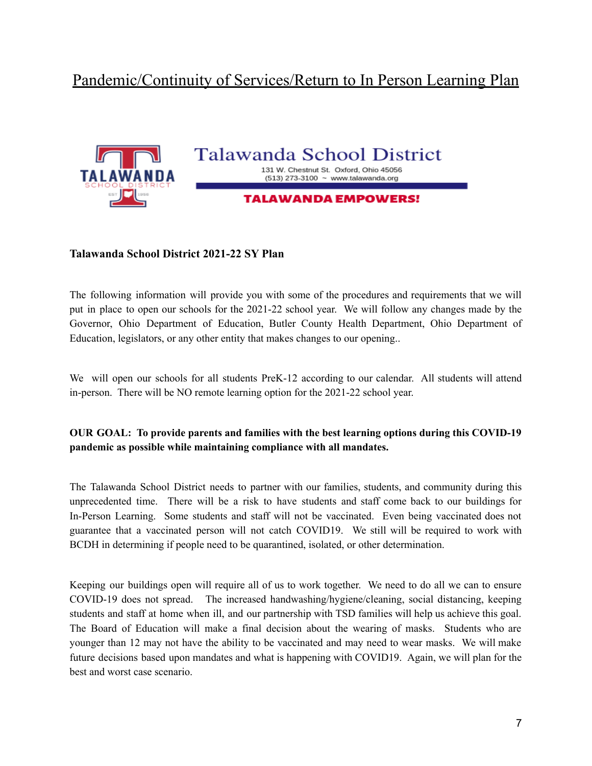# Pandemic/Continuity of Services/Return to In Person Learning Plan

Talawanda School District

131 W. Chestnut St. Oxford, Ohio 45056

(513) 273-3100 ~ www.talawanda.org

**TALAWANDA EMPOWERS!**

**Talawanda School District 2021-22 SY Plan**

The following information will provide you with some of the procedures and requirements that we will put in place to open our schools for the 2021-22 school year. We will follow any changes made by the Governor, Ohio Department of Education, Butler County Health Department, Ohio Department of Education, legislators, or any other entity that makes changes to our opening..

We will open our schools for all students PreK-12 according to our calendar. All students will attend in-person. There will be NO remote learning option for the 2021-22 school year.

**OUR GOAL: To provide parents and families with the best learning options during this COVID-19 pandemic as possible while maintaining compliance with all mandates.**

The Talawanda School District needs to partner with our families, students, and community during this unprecedented time. There will be a risk to have students and staff come back to our buildings for In-Person Learning. Some students and staff will not be vaccinated. Even being vaccinated does not guarantee that a vaccinated person will not catch COVID19. We still will be required to work with BCDH in determining if people need to be quarantined, isolated, or other determination.

Keeping our buildings open will require all of us to work together. We need to do all we can to ensure COVID-19 does not spread. The increased handwashing/hygiene/cleaning, social distancing, keeping students and staff at home when ill, and our partnership with TSD families will help us achieve this goal. The Board of Education will make a final decision about the wearing of masks. Students who are younger than 12 may not have the ability to be vaccinated and may need to wear masks. We will make future decisions based upon mandates and what is happening with COVID19. Again, we will plan for the best and worst case scenario.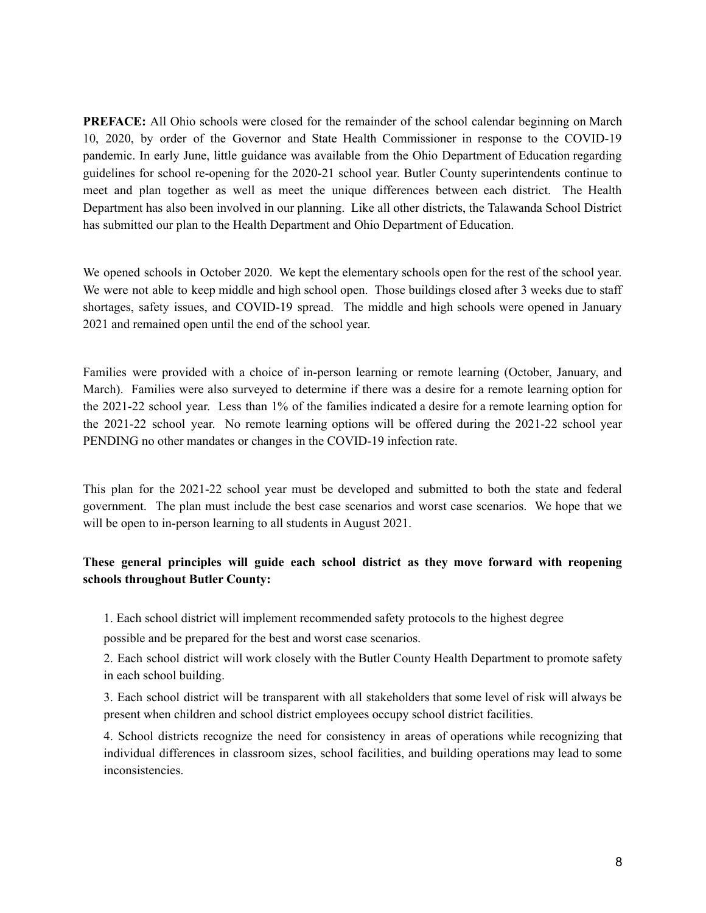**PREFACE:** All Ohio schools were closed for the remainder of the school calendar beginning on March 10, 2020, by order of the Governor and State Health Commissioner in response to the COVID-19 pandemic. In early June, little guidance was available from the Ohio Department of Education regarding guidelines for school re-opening for the 2020-21 school year. Butler County superintendents continue to meet and plan together as well as meet the unique differences between each district. The Health Department has also been involved in our planning. Like all other districts, the Talawanda School District has submitted our plan to the Health Department and Ohio Department of Education.

We opened schools in October 2020. We kept the elementary schools open for the rest of the school year. We were not able to keep middle and high school open. Those buildings closed after 3 weeks due to staff shortages, safety issues, and COVID-19 spread. The middle and high schools were opened in January 2021 and remained open until the end of the school year.

Families were provided with a choice of in-person learning or remote learning (October, January, and March). Families were also surveyed to determine if there was a desire for a remote learning option for the 2021-22 school year. Less than 1% of the families indicated a desire for a remote learning option for the 2021-22 school year. No remote learning options will be offered during the 2021-22 school year PENDING no other mandates or changes in the COVID-19 infection rate.

This plan for the 2021-22 school year must be developed and submitted to both the state and federal government. The plan must include the best case scenarios and worst case scenarios. We hope that we will be open to in-person learning to all students in August 2021.

**These general principles will guide each school district as they move forward with reopening schools throughout Butler County:**

1. Each school district will implement recommended safety protocols to the highest degree possible and be prepared for the best and worst case scenarios.
2. Each school district will work closely with the Butler County Health Department to promote safety in each school building.
3. Each school district will be transparent with all stakeholders that some level of risk will always be present when children and school district employees occupy school district facilities.
4. School districts recognize the need for consistency in areas of operations while recognizing that individual differences in classroom sizes, school facilities, and building operations may lead to some inconsistencies.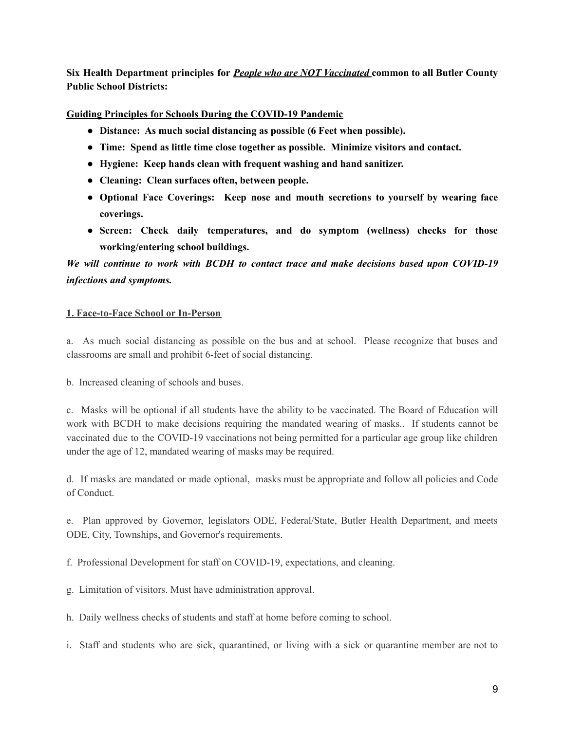**Six Health Department principles for _People who are NOT Vaccinated_ common to all Butler County Public School Districts:**

**Guiding Principles for Schools During the COVID-19 Pandemic**

- **Distance: As much social distancing as possible (6 Feet when possible).**
- **Time: Spend as little time close together as possible. Minimize visitors and contact.**
- **Hygiene: Keep hands clean with frequent washing and hand sanitizer.**
- **Cleaning: Clean surfaces often, between people.**
- **Optional Face Coverings: Keep nose and mouth secretions to yourself by wearing face coverings.**
- **Screen: Check daily temperatures, and do symptom (wellness) checks for those working/entering school buildings.**

***We will continue to work with BCDH to contact trace and make decisions based upon COVID-19 infections and symptoms.***

**1. Face-to-Face School or In-Person**

a. As much social distancing as possible on the bus and at school. Please recognize that buses and classrooms are small and prohibit 6-feet of social distancing.

b. Increased cleaning of schools and buses.

c. Masks will be optional if all students have the ability to be vaccinated. The Board of Education will work with BCDH to make decisions requiring the mandated wearing of masks.. If students cannot be vaccinated due to the COVID-19 vaccinations not being permitted for a particular age group like children under the age of 12, mandated wearing of masks may be required.

d. If masks are mandated or made optional, masks must be appropriate and follow all policies and Code of Conduct.

e. Plan approved by Governor, legislators ODE, Federal/State, Butler Health Department, and meets ODE, City, Townships, and Governor's requirements.

f. Professional Development for staff on COVID-19, expectations, and cleaning.

g. Limitation of visitors. Must have administration approval.

h. Daily wellness checks of students and staff at home before coming to school.

i. Staff and students who are sick, quarantined, or living with a sick or quarantine member are not to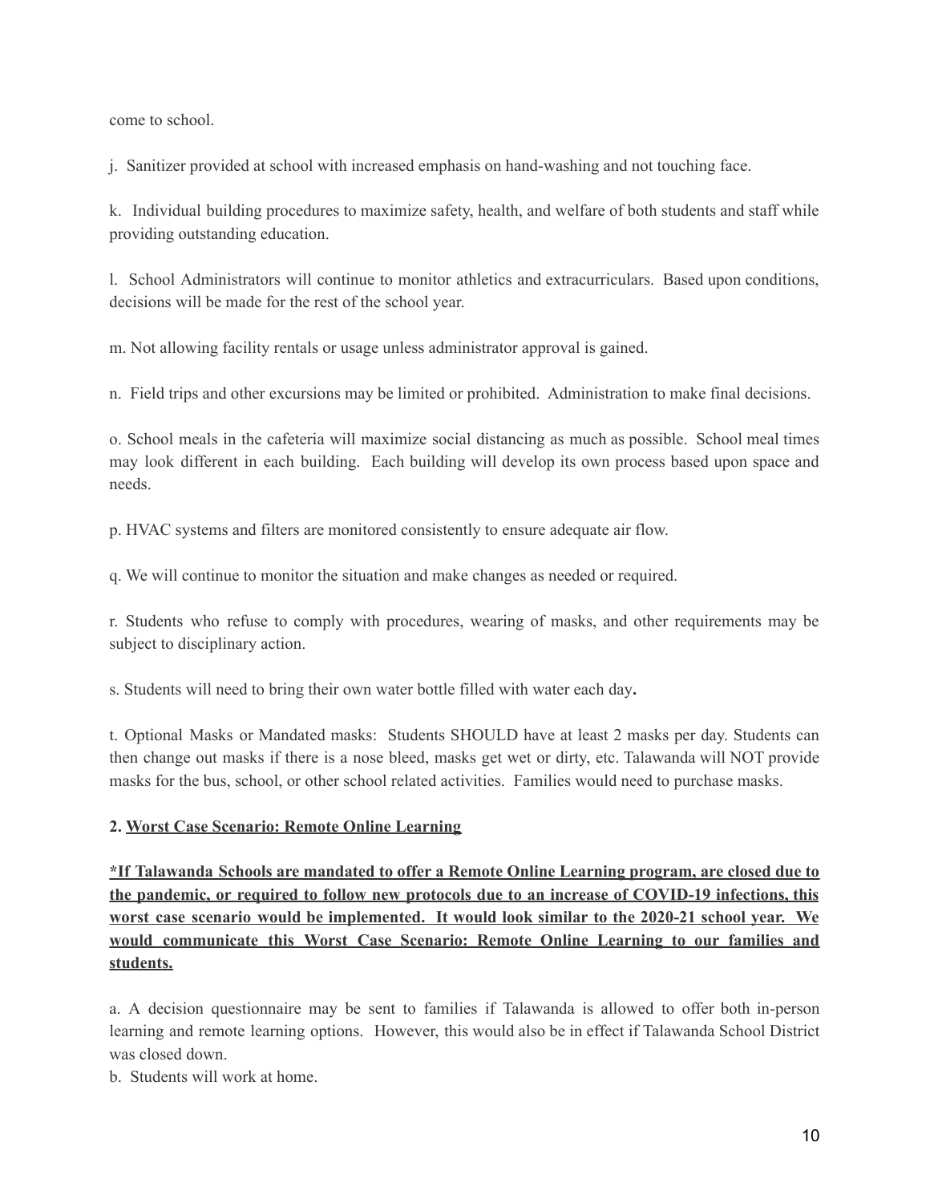come to school.

j. Sanitizer provided at school with increased emphasis on hand-washing and not touching face.

k. Individual building procedures to maximize safety, health, and welfare of both students and staff while providing outstanding education.

l. School Administrators will continue to monitor athletics and extracurriculars. Based upon conditions, decisions will be made for the rest of the school year.

m. Not allowing facility rentals or usage unless administrator approval is gained.

n. Field trips and other excursions may be limited or prohibited. Administration to make final decisions.

o. School meals in the cafeteria will maximize social distancing as much as possible. School meal times may look different in each building. Each building will develop its own process based upon space and needs.

p. HVAC systems and filters are monitored consistently to ensure adequate air flow.

q. We will continue to monitor the situation and make changes as needed or required.

r. Students who refuse to comply with procedures, wearing of masks, and other requirements may be subject to disciplinary action.

s. Students will need to bring their own water bottle filled with water each day**.**

t. Optional Masks or Mandated masks: Students SHOULD have at least 2 masks per day. Students can then change out masks if there is a nose bleed, masks get wet or dirty, etc. Talawanda will NOT provide masks for the bus, school, or other school related activities. Families would need to purchase masks.

**2. <u>Worst Case Scenario: Remote Online Learning</u>**

**<u>*If Talawanda Schools are mandated to offer a Remote Online Learning program, are closed due to the pandemic, or required to follow new protocols due to an increase of COVID-19 infections, this worst case scenario would be implemented. It would look similar to the 2020-21 school year. We would communicate this Worst Case Scenario: Remote Online Learning to our families and students.</u>**

a. A decision questionnaire may be sent to families if Talawanda is allowed to offer both in-person learning and remote learning options. However, this would also be in effect if Talawanda School District was closed down.

b. Students will work at home.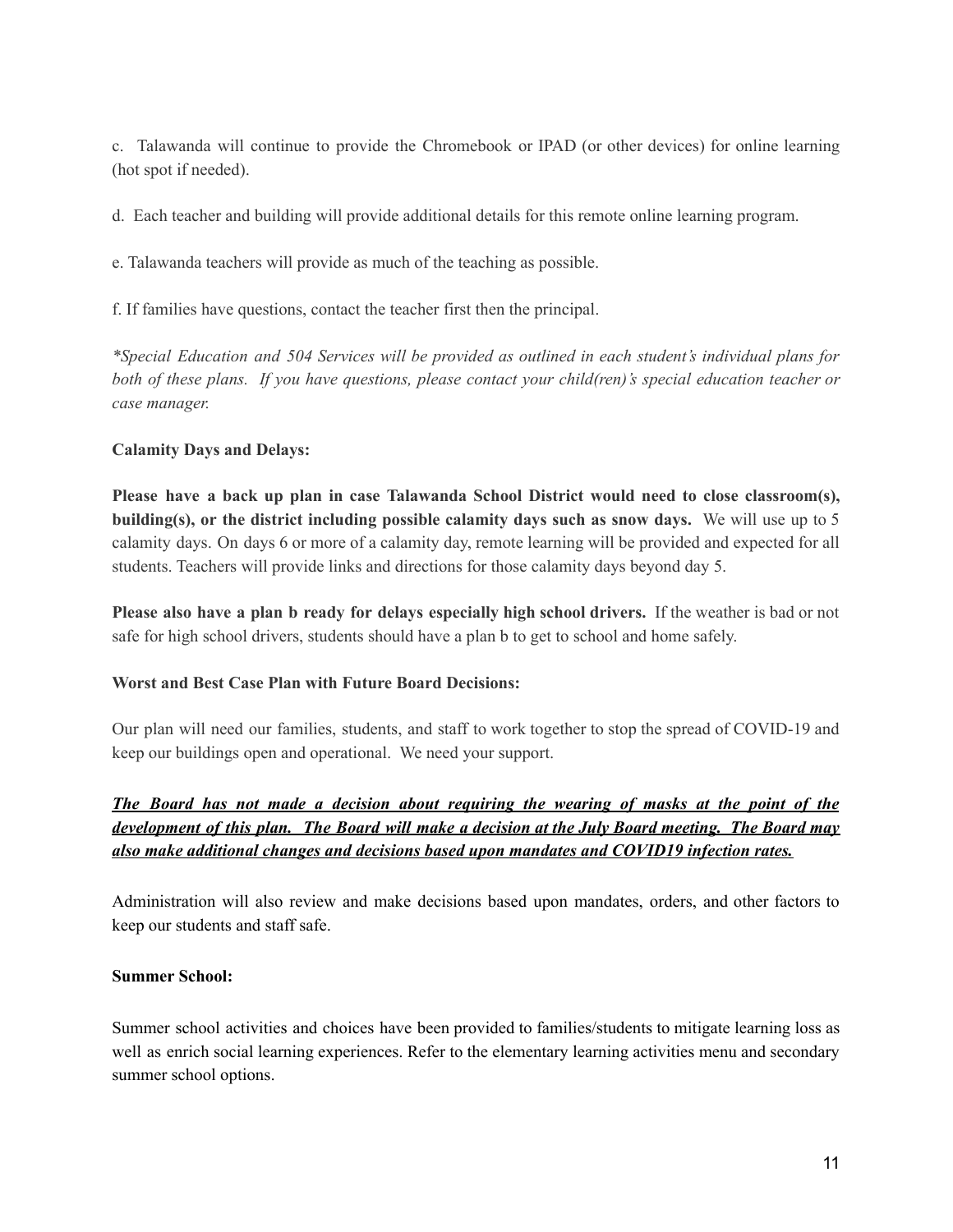c. Talawanda will continue to provide the Chromebook or IPAD (or other devices) for online learning (hot spot if needed).

d. Each teacher and building will provide additional details for this remote online learning program.

e. Talawanda teachers will provide as much of the teaching as possible.

f. If families have questions, contact the teacher first then the principal.

**Calamity Days and Delays:**

*\*Special Education and 504 Services will be provided as outlined in each student's individual plans for both of these plans. If you have questions, please contact your child(ren)'s special education teacher or case manager.*

**Please have a back up plan in case Talawanda School District would need to close classroom(s), building(s), or the district including possible calamity days such as snow days.** We will use up to 5 calamity days. On days 6 or more of a calamity day, remote learning will be provided and expected for all students. Teachers will provide links and directions for those calamity days beyond day 5.

**Please also have a plan b ready for delays especially high school drivers.** If the weather is bad or not safe for high school drivers, students should have a plan b to get to school and home safely.

**Worst and Best Case Plan with Future Board Decisions:**

Our plan will need our families, students, and staff to work together to stop the spread of COVID-19 and keep our buildings open and operational. We need your support.

***<u>The Board has not made a decision about requiring the wearing of masks at the point of the development of this plan. The Board will make a decision at the July Board meeting. The Board may also make additional changes and decisions based upon mandates and COVID19 infection rates.</u>***

Administration will also review and make decisions based upon mandates, orders, and other factors to keep our students and staff safe.

**Summer School:**

Summer school activities and choices have been provided to families/students to mitigate learning loss as well as enrich social learning experiences. Refer to the elementary learning activities menu and secondary summer school options.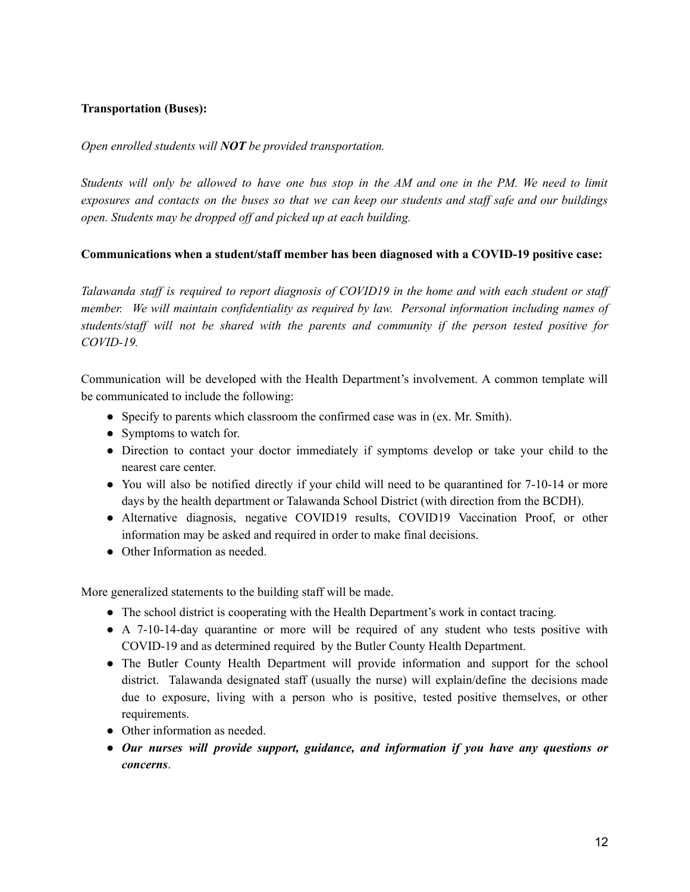**Transportation (Buses):**

*Open enrolled students will **NOT** be provided transportation.*

*Students will only be allowed to have one bus stop in the AM and one in the PM. We need to limit exposures and contacts on the buses so that we can keep our students and staff safe and our buildings open. Students may be dropped off and picked up at each building.*

**Communications when a student/staff member has been diagnosed with a COVID-19 positive case:**

*Talawanda staff is required to report diagnosis of COVID19 in the home and with each student or staff member. We will maintain confidentiality as required by law. Personal information including names of students/staff will not be shared with the parents and community if the person tested positive for COVID-19.*

Communication will be developed with the Health Department's involvement. A common template will be communicated to include the following:

- Specify to parents which classroom the confirmed case was in (ex. Mr. Smith).
- Symptoms to watch for.
- Direction to contact your doctor immediately if symptoms develop or take your child to the nearest care center.
- You will also be notified directly if your child will need to be quarantined for 7-10-14 or more days by the health department or Talawanda School District (with direction from the BCDH).
- Alternative diagnosis, negative COVID19 results, COVID19 Vaccination Proof, or other information may be asked and required in order to make final decisions.
- Other Information as needed.

More generalized statements to the building staff will be made.

- The school district is cooperating with the Health Department's work in contact tracing.
- A 7-10-14-day quarantine or more will be required of any student who tests positive with COVID-19 and as determined required by the Butler County Health Department.
- The Butler County Health Department will provide information and support for the school district. Talawanda designated staff (usually the nurse) will explain/define the decisions made due to exposure, living with a person who is positive, tested positive themselves, or other requirements.
- Other information as needed.
- ***Our nurses will provide support, guidance, and information if you have any questions or concerns***.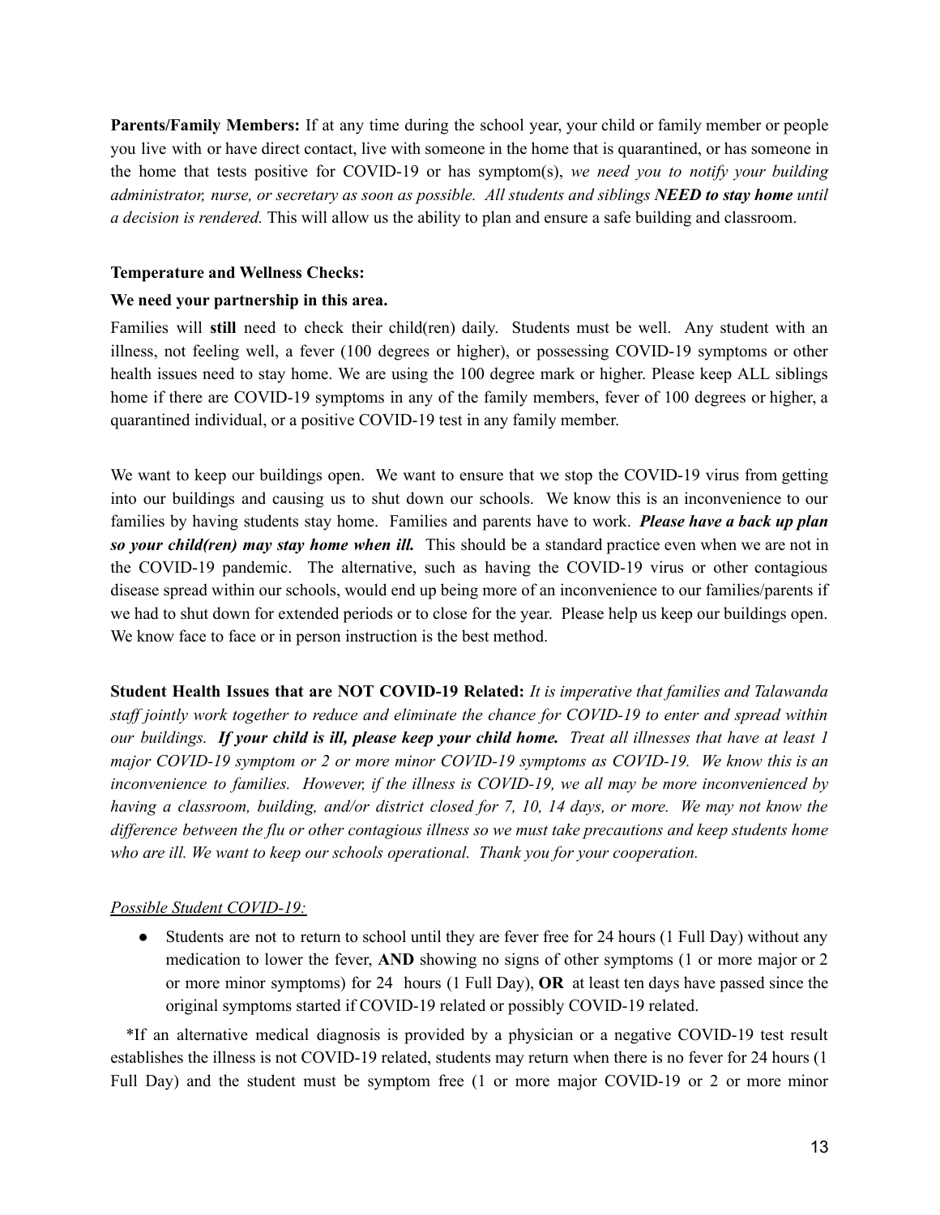**Parents/Family Members:** If at any time during the school year, your child or family member or people you live with or have direct contact, live with someone in the home that is quarantined, or has someone in the home that tests positive for COVID-19 or has symptom(s), *we need you to notify your building administrator, nurse, or secretary as soon as possible. All students and siblings **NEED to stay home** until a decision is rendered.* This will allow us the ability to plan and ensure a safe building and classroom.

**Temperature and Wellness Checks:**

**We need your partnership in this area.**

Families will **still** need to check their child(ren) daily. Students must be well. Any student with an illness, not feeling well, a fever (100 degrees or higher), or possessing COVID-19 symptoms or other health issues need to stay home. We are using the 100 degree mark or higher. Please keep ALL siblings home if there are COVID-19 symptoms in any of the family members, fever of 100 degrees or higher, a quarantined individual, or a positive COVID-19 test in any family member.

We want to keep our buildings open. We want to ensure that we stop the COVID-19 virus from getting into our buildings and causing us to shut down our schools. We know this is an inconvenience to our families by having students stay home. Families and parents have to work. ***Please have a back up plan so your child(ren) may stay home when ill.*** This should be a standard practice even when we are not in the COVID-19 pandemic. The alternative, such as having the COVID-19 virus or other contagious disease spread within our schools, would end up being more of an inconvenience to our families/parents if we had to shut down for extended periods or to close for the year. Please help us keep our buildings open. We know face to face or in person instruction is the best method.

**Student Health Issues that are NOT COVID-19 Related:** *It is imperative that families and Talawanda staff jointly work together to reduce and eliminate the chance for COVID-19 to enter and spread within our buildings.* ***If your child is ill, please keep your child home.*** *Treat all illnesses that have at least 1 major COVID-19 symptom or 2 or more minor COVID-19 symptoms as COVID-19. We know this is an inconvenience to families. However, if the illness is COVID-19, we all may be more inconvenienced by having a classroom, building, and/or district closed for 7, 10, 14 days, or more. We may not know the difference between the flu or other contagious illness so we must take precautions and keep students home who are ill. We want to keep our schools operational. Thank you for your cooperation.*

*Possible Student COVID-19:*

- Students are not to return to school until they are fever free for 24 hours (1 Full Day) without any medication to lower the fever, **AND** showing no signs of other symptoms (1 or more major or 2 or more minor symptoms) for 24 hours (1 Full Day), **OR** at least ten days have passed since the original symptoms started if COVID-19 related or possibly COVID-19 related.

*If an alternative medical diagnosis is provided by a physician or a negative COVID-19 test result establishes the illness is not COVID-19 related, students may return when there is no fever for 24 hours (1 Full Day) and the student must be symptom free (1 or more major COVID-19 or 2 or more minor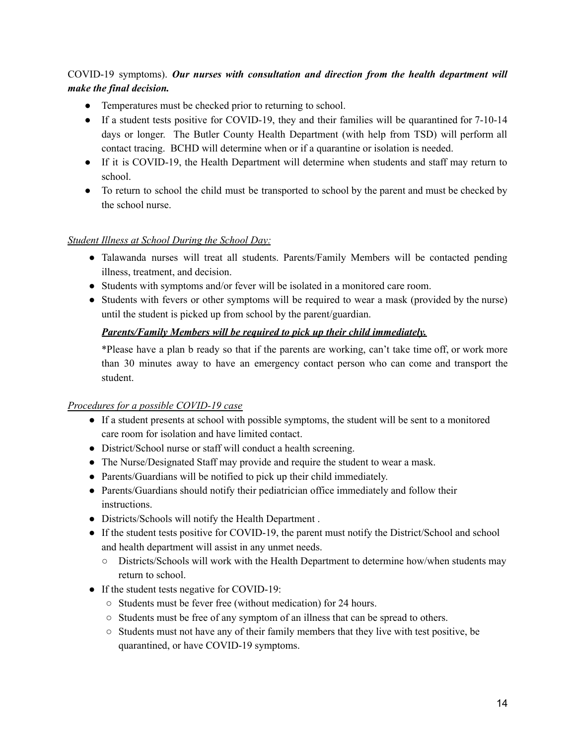COVID-19 symptoms). ***Our nurses with consultation and direction from the health department will make the final decision.***

- Temperatures must be checked prior to returning to school.
- If a student tests positive for COVID-19, they and their families will be quarantined for 7-10-14 days or longer. The Butler County Health Department (with help from TSD) will perform all contact tracing. BCHD will determine when or if a quarantine or isolation is needed.
- If it is COVID-19, the Health Department will determine when students and staff may return to school.
- To return to school the child must be transported to school by the parent and must be checked by the school nurse.

*Student Illness at School During the School Day:*

- Talawanda nurses will treat all students. Parents/Family Members will be contacted pending illness, treatment, and decision.
- Students with symptoms and/or fever will be isolated in a monitored care room.
- Students with fevers or other symptoms will be required to wear a mask (provided by the nurse) until the student is picked up from school by the parent/guardian.

  ***Parents/Family Members will be required to pick up their child immediately.***

  *Please have a plan b ready so that if the parents are working, can't take time off, or work more than 30 minutes away to have an emergency contact person who can come and transport the student.

*Procedures for a possible COVID-19 case*

- If a student presents at school with possible symptoms, the student will be sent to a monitored care room for isolation and have limited contact.
- District/School nurse or staff will conduct a health screening.
- The Nurse/Designated Staff may provide and require the student to wear a mask.
- Parents/Guardians will be notified to pick up their child immediately.
- Parents/Guardians should notify their pediatrician office immediately and follow their instructions.
- Districts/Schools will notify the Health Department .
- If the student tests positive for COVID-19, the parent must notify the District/School and school and health department will assist in any unmet needs.
  - Districts/Schools will work with the Health Department to determine how/when students may return to school.
- If the student tests negative for COVID-19:
  - Students must be fever free (without medication) for 24 hours.
  - Students must be free of any symptom of an illness that can be spread to others.
  - Students must not have any of their family members that they live with test positive, be quarantined, or have COVID-19 symptoms.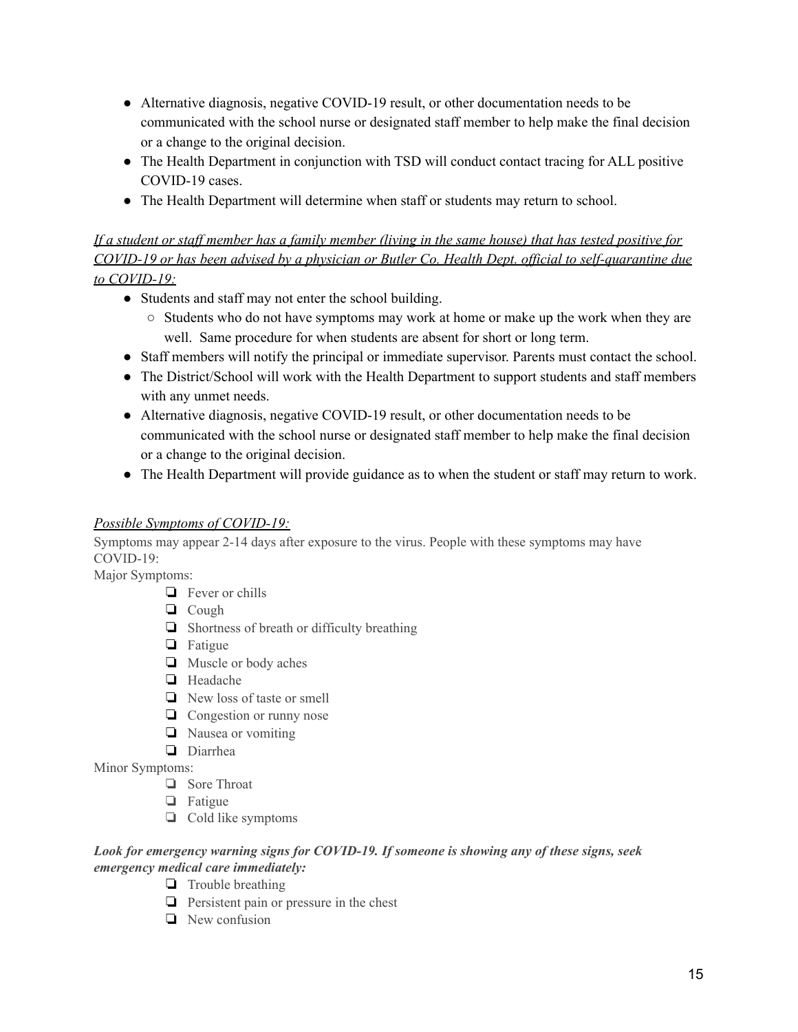- Alternative diagnosis, negative COVID-19 result, or other documentation needs to be communicated with the school nurse or designated staff member to help make the final decision or a change to the original decision.
- The Health Department in conjunction with TSD will conduct contact tracing for ALL positive COVID-19 cases.
- The Health Department will determine when staff or students may return to school.

*<u>If a student or staff member has a family member (living in the same house) that has tested positive for COVID-19 or has been advised by a physician or Butler Co. Health Dept. official to self-quarantine due to COVID-19:</u>*

- Students and staff may not enter the school building.
    - Students who do not have symptoms may work at home or make up the work when they are well. Same procedure for when students are absent for short or long term.
- Staff members will notify the principal or immediate supervisor. Parents must contact the school.
- The District/School will work with the Health Department to support students and staff members with any unmet needs.
- Alternative diagnosis, negative COVID-19 result, or other documentation needs to be communicated with the school nurse or designated staff member to help make the final decision or a change to the original decision.
- The Health Department will provide guidance as to when the student or staff may return to work.

*<u>Possible Symptoms of COVID-19:</u>*

Symptoms may appear 2-14 days after exposure to the virus. People with these symptoms may have COVID-19:

Major Symptoms:

- ❏ Fever or chills
- ❏ Cough
- ❏ Shortness of breath or difficulty breathing
- ❏ Fatigue
- ❏ Muscle or body aches
- ❏ Headache
- ❏ New loss of taste or smell
- ❏ Congestion or runny nose
- ❏ Nausea or vomiting
- ❏ Diarrhea

Minor Symptoms:

- ❏ Sore Throat
- ❏ Fatigue
- ❏ Cold like symptoms

***Look for emergency warning signs for COVID-19. If someone is showing any of these signs, seek emergency medical care immediately:***

- ❏ Trouble breathing
- ❏ Persistent pain or pressure in the chest
- ❏ New confusion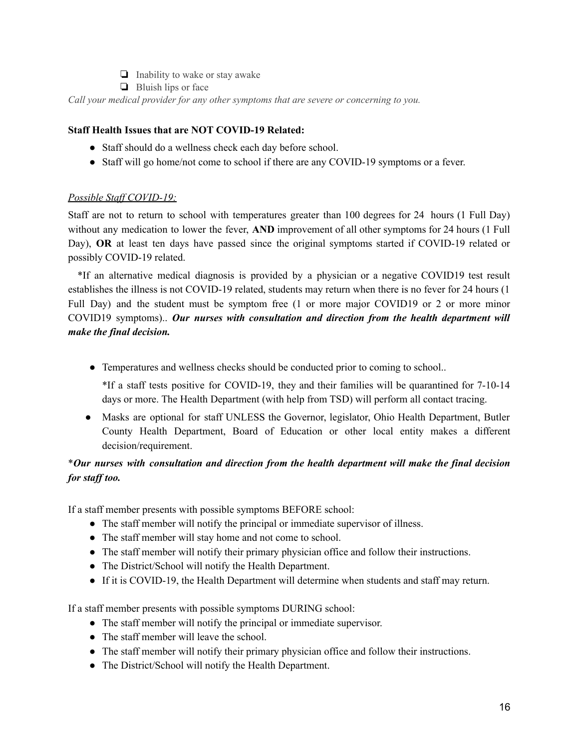- ❏ Inability to wake or stay awake
- ❏ Bluish lips or face

*Call your medical provider for any other symptoms that are severe or concerning to you.*

**Staff Health Issues that are NOT COVID-19 Related:**

- Staff should do a wellness check each day before school.
- Staff will go home/not come to school if there are any COVID-19 symptoms or a fever.

*Possible Staff COVID-19:*

Staff are not to return to school with temperatures greater than 100 degrees for 24 hours (1 Full Day) without any medication to lower the fever, **AND** improvement of all other symptoms for 24 hours (1 Full Day), **OR** at least ten days have passed since the original symptoms started if COVID-19 related or possibly COVID-19 related.

*If an alternative medical diagnosis is provided by a physician or a negative COVID19 test result establishes the illness is not COVID-19 related, students may return when there is no fever for 24 hours (1 Full Day) and the student must be symptom free (1 or more major COVID19 or 2 or more minor COVID19 symptoms).. ***Our nurses with consultation and direction from the health department will make the final decision.***

- Temperatures and wellness checks should be conducted prior to coming to school..

  *If a staff tests positive for COVID-19, they and their families will be quarantined for 7-10-14 days or more. The Health Department (with help from TSD) will perform all contact tracing.

- Masks are optional for staff UNLESS the Governor, legislator, Ohio Health Department, Butler County Health Department, Board of Education or other local entity makes a different decision/requirement.

****Our nurses with consultation and direction from the health department will make the final decision for staff too.***

If a staff member presents with possible symptoms BEFORE school:

- The staff member will notify the principal or immediate supervisor of illness.
- The staff member will stay home and not come to school.
- The staff member will notify their primary physician office and follow their instructions.
- The District/School will notify the Health Department.
- If it is COVID-19, the Health Department will determine when students and staff may return.

If a staff member presents with possible symptoms DURING school:

- The staff member will notify the principal or immediate supervisor.
- The staff member will leave the school.
- The staff member will notify their primary physician office and follow their instructions.
- The District/School will notify the Health Department.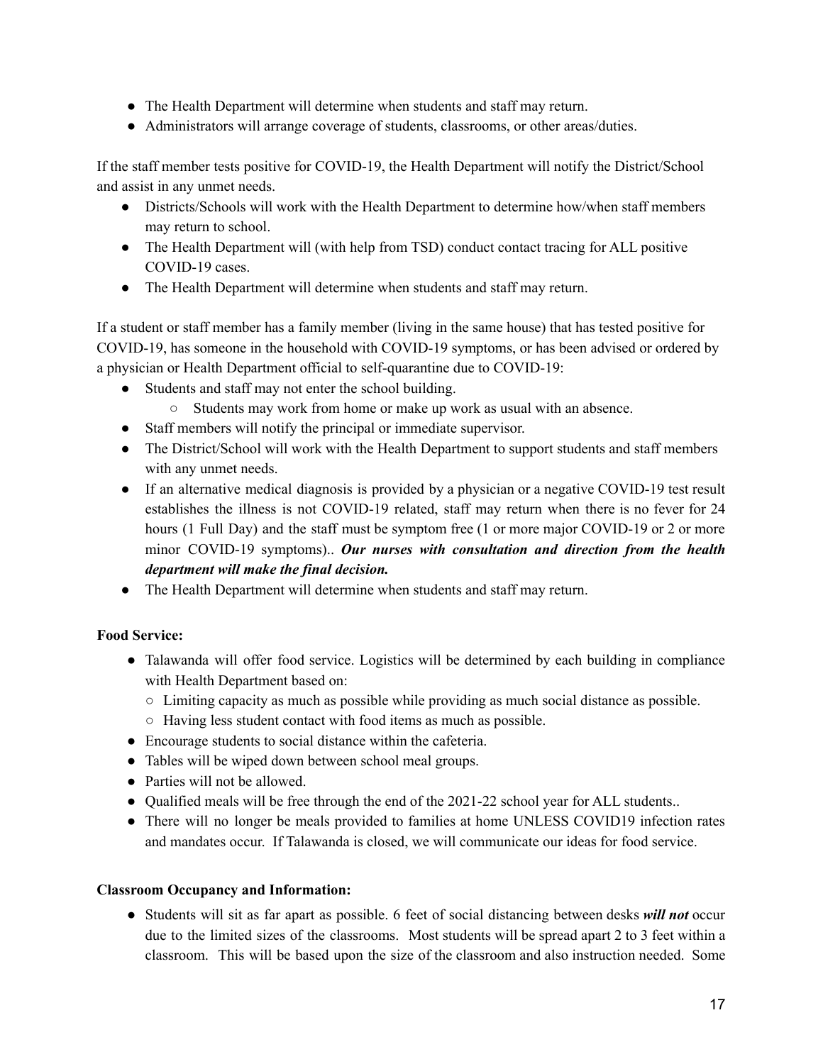- The Health Department will determine when students and staff may return.
- Administrators will arrange coverage of students, classrooms, or other areas/duties.

If the staff member tests positive for COVID-19, the Health Department will notify the District/School and assist in any unmet needs.

- Districts/Schools will work with the Health Department to determine how/when staff members may return to school.
- The Health Department will (with help from TSD) conduct contact tracing for ALL positive COVID-19 cases.
- The Health Department will determine when students and staff may return.

If a student or staff member has a family member (living in the same house) that has tested positive for COVID-19, has someone in the household with COVID-19 symptoms, or has been advised or ordered by a physician or Health Department official to self-quarantine due to COVID-19:

- Students and staff may not enter the school building.
  - Students may work from home or make up work as usual with an absence.
- Staff members will notify the principal or immediate supervisor.
- The District/School will work with the Health Department to support students and staff members with any unmet needs.
- If an alternative medical diagnosis is provided by a physician or a negative COVID-19 test result establishes the illness is not COVID-19 related, staff may return when there is no fever for 24 hours (1 Full Day) and the staff must be symptom free (1 or more major COVID-19 or 2 or more minor COVID-19 symptoms).. ***Our nurses with consultation and direction from the health department will make the final decision.***
- The Health Department will determine when students and staff may return.

**Food Service:**

- Talawanda will offer food service. Logistics will be determined by each building in compliance with Health Department based on:
  - Limiting capacity as much as possible while providing as much social distance as possible.
  - Having less student contact with food items as much as possible.
- Encourage students to social distance within the cafeteria.
- Tables will be wiped down between school meal groups.
- Parties will not be allowed.
- Qualified meals will be free through the end of the 2021-22 school year for ALL students..
- There will no longer be meals provided to families at home UNLESS COVID19 infection rates and mandates occur. If Talawanda is closed, we will communicate our ideas for food service.

**Classroom Occupancy and Information:**

- Students will sit as far apart as possible. 6 feet of social distancing between desks ***will not*** occur due to the limited sizes of the classrooms. Most students will be spread apart 2 to 3 feet within a classroom. This will be based upon the size of the classroom and also instruction needed. Some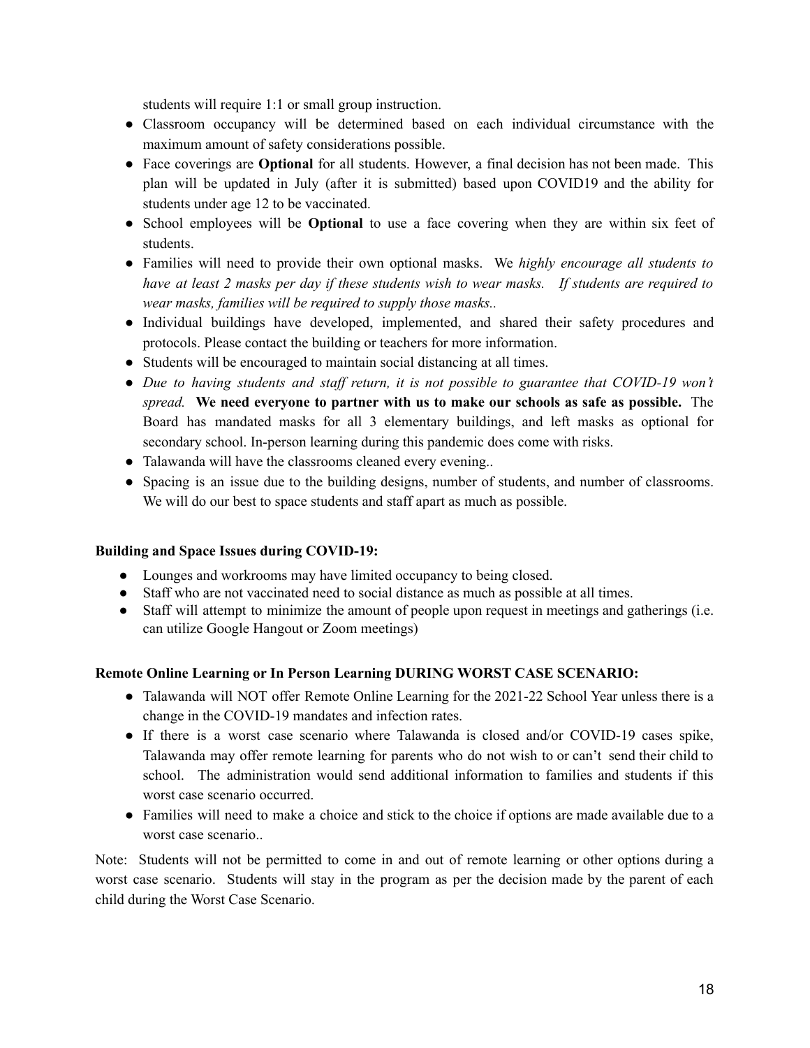students will require 1:1 or small group instruction.

- Classroom occupancy will be determined based on each individual circumstance with the maximum amount of safety considerations possible.
- Face coverings are **Optional** for all students. However, a final decision has not been made. This plan will be updated in July (after it is submitted) based upon COVID19 and the ability for students under age 12 to be vaccinated.
- School employees will be **Optional** to use a face covering when they are within six feet of students.
- Families will need to provide their own optional masks. We *highly encourage all students to have at least 2 masks per day if these students wish to wear masks. If students are required to wear masks, families will be required to supply those masks..*
- Individual buildings have developed, implemented, and shared their safety procedures and protocols. Please contact the building or teachers for more information.
- Students will be encouraged to maintain social distancing at all times.
- *Due to having students and staff return, it is not possible to guarantee that COVID-19 won't spread.* **We need everyone to partner with us to make our schools as safe as possible.** The Board has mandated masks for all 3 elementary buildings, and left masks as optional for secondary school. In-person learning during this pandemic does come with risks.
- Talawanda will have the classrooms cleaned every evening..
- Spacing is an issue due to the building designs, number of students, and number of classrooms. We will do our best to space students and staff apart as much as possible.

**Building and Space Issues during COVID-19:**

- Lounges and workrooms may have limited occupancy to being closed.
- Staff who are not vaccinated need to social distance as much as possible at all times.
- Staff will attempt to minimize the amount of people upon request in meetings and gatherings (i.e. can utilize Google Hangout or Zoom meetings)

**Remote Online Learning or In Person Learning DURING WORST CASE SCENARIO:**

- Talawanda will NOT offer Remote Online Learning for the 2021-22 School Year unless there is a change in the COVID-19 mandates and infection rates.
- If there is a worst case scenario where Talawanda is closed and/or COVID-19 cases spike, Talawanda may offer remote learning for parents who do not wish to or can't send their child to school. The administration would send additional information to families and students if this worst case scenario occurred.
- Families will need to make a choice and stick to the choice if options are made available due to a worst case scenario..

Note: Students will not be permitted to come in and out of remote learning or other options during a worst case scenario. Students will stay in the program as per the decision made by the parent of each child during the Worst Case Scenario.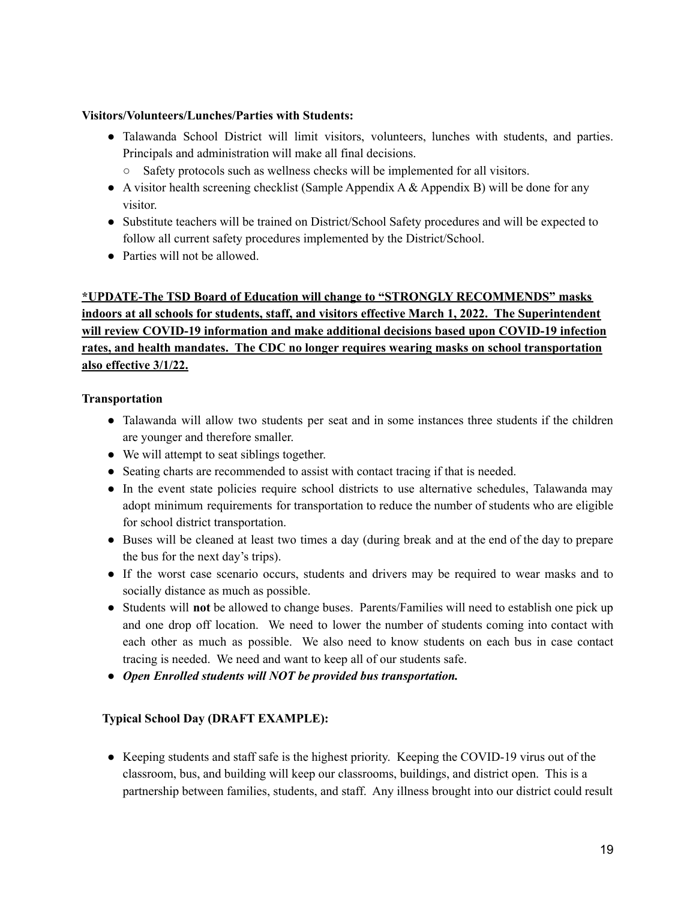**Visitors/Volunteers/Lunches/Parties with Students:**

- Talawanda School District will limit visitors, volunteers, lunches with students, and parties. Principals and administration will make all final decisions.
  - Safety protocols such as wellness checks will be implemented for all visitors.
- A visitor health screening checklist (Sample Appendix A & Appendix B) will be done for any visitor.
- Substitute teachers will be trained on District/School Safety procedures and will be expected to follow all current safety procedures implemented by the District/School.
- Parties will not be allowed.

**<u>*UPDATE-The TSD Board of Education will change to "STRONGLY RECOMMENDS" masks indoors at all schools for students, staff, and visitors effective March 1, 2022. The Superintendent will review COVID-19 information and make additional decisions based upon COVID-19 infection rates, and health mandates. The CDC no longer requires wearing masks on school transportation also effective 3/1/22.</u>**

**Transportation**

- Talawanda will allow two students per seat and in some instances three students if the children are younger and therefore smaller.
- We will attempt to seat siblings together.
- Seating charts are recommended to assist with contact tracing if that is needed.
- In the event state policies require school districts to use alternative schedules, Talawanda may adopt minimum requirements for transportation to reduce the number of students who are eligible for school district transportation.
- Buses will be cleaned at least two times a day (during break and at the end of the day to prepare the bus for the next day's trips).
- If the worst case scenario occurs, students and drivers may be required to wear masks and to socially distance as much as possible.
- Students will **not** be allowed to change buses. Parents/Families will need to establish one pick up and one drop off location. We need to lower the number of students coming into contact with each other as much as possible. We also need to know students on each bus in case contact tracing is needed. We need and want to keep all of our students safe.
- ***Open Enrolled students will NOT be provided bus transportation.***

**Typical School Day (DRAFT EXAMPLE):**

- Keeping students and staff safe is the highest priority. Keeping the COVID-19 virus out of the classroom, bus, and building will keep our classrooms, buildings, and district open. This is a partnership between families, students, and staff. Any illness brought into our district could result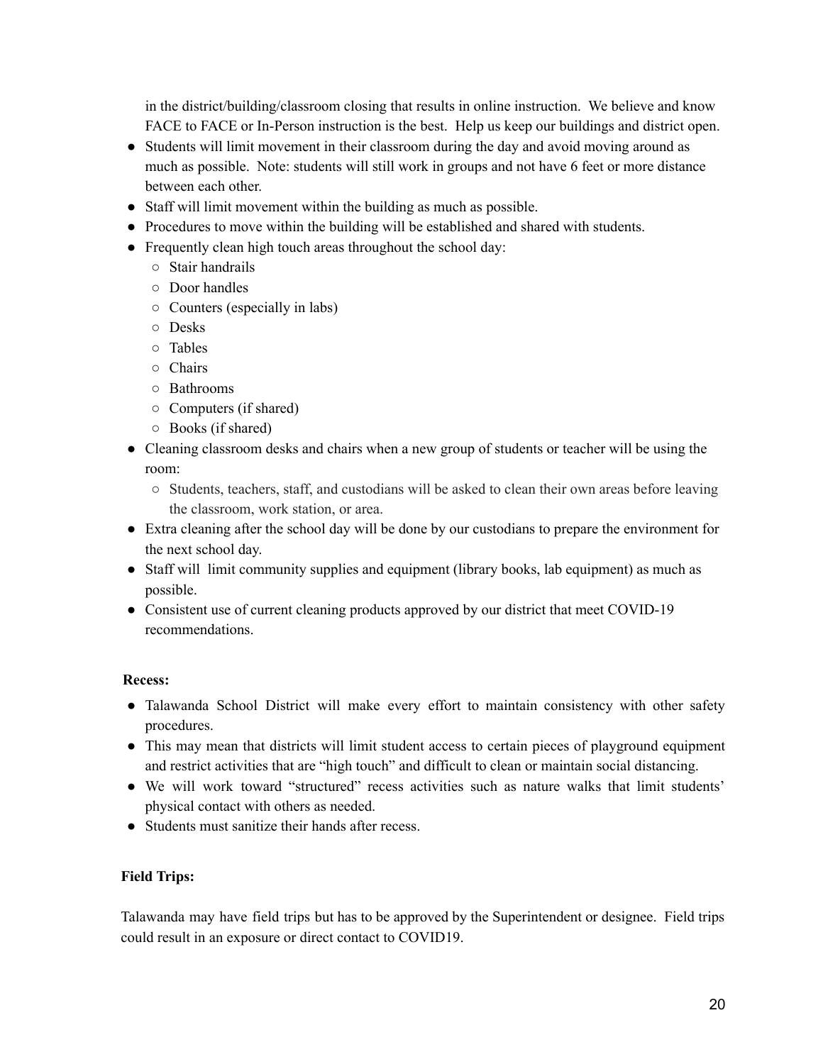in the district/building/classroom closing that results in online instruction. We believe and know FACE to FACE or In-Person instruction is the best. Help us keep our buildings and district open.

- Students will limit movement in their classroom during the day and avoid moving around as much as possible. Note: students will still work in groups and not have 6 feet or more distance between each other.
- Staff will limit movement within the building as much as possible.
- Procedures to move within the building will be established and shared with students.
- Frequently clean high touch areas throughout the school day:
  - Stair handrails
  - Door handles
  - Counters (especially in labs)
  - Desks
  - Tables
  - Chairs
  - Bathrooms
  - Computers (if shared)
  - Books (if shared)
- Cleaning classroom desks and chairs when a new group of students or teacher will be using the room:
  - Students, teachers, staff, and custodians will be asked to clean their own areas before leaving the classroom, work station, or area.
- Extra cleaning after the school day will be done by our custodians to prepare the environment for the next school day.
- Staff will limit community supplies and equipment (library books, lab equipment) as much as possible.
- Consistent use of current cleaning products approved by our district that meet COVID-19 recommendations.

**Recess:**

- Talawanda School District will make every effort to maintain consistency with other safety procedures.
- This may mean that districts will limit student access to certain pieces of playground equipment and restrict activities that are "high touch" and difficult to clean or maintain social distancing.
- We will work toward "structured" recess activities such as nature walks that limit students' physical contact with others as needed.
- Students must sanitize their hands after recess.

**Field Trips:**

Talawanda may have field trips but has to be approved by the Superintendent or designee. Field trips could result in an exposure or direct contact to COVID19.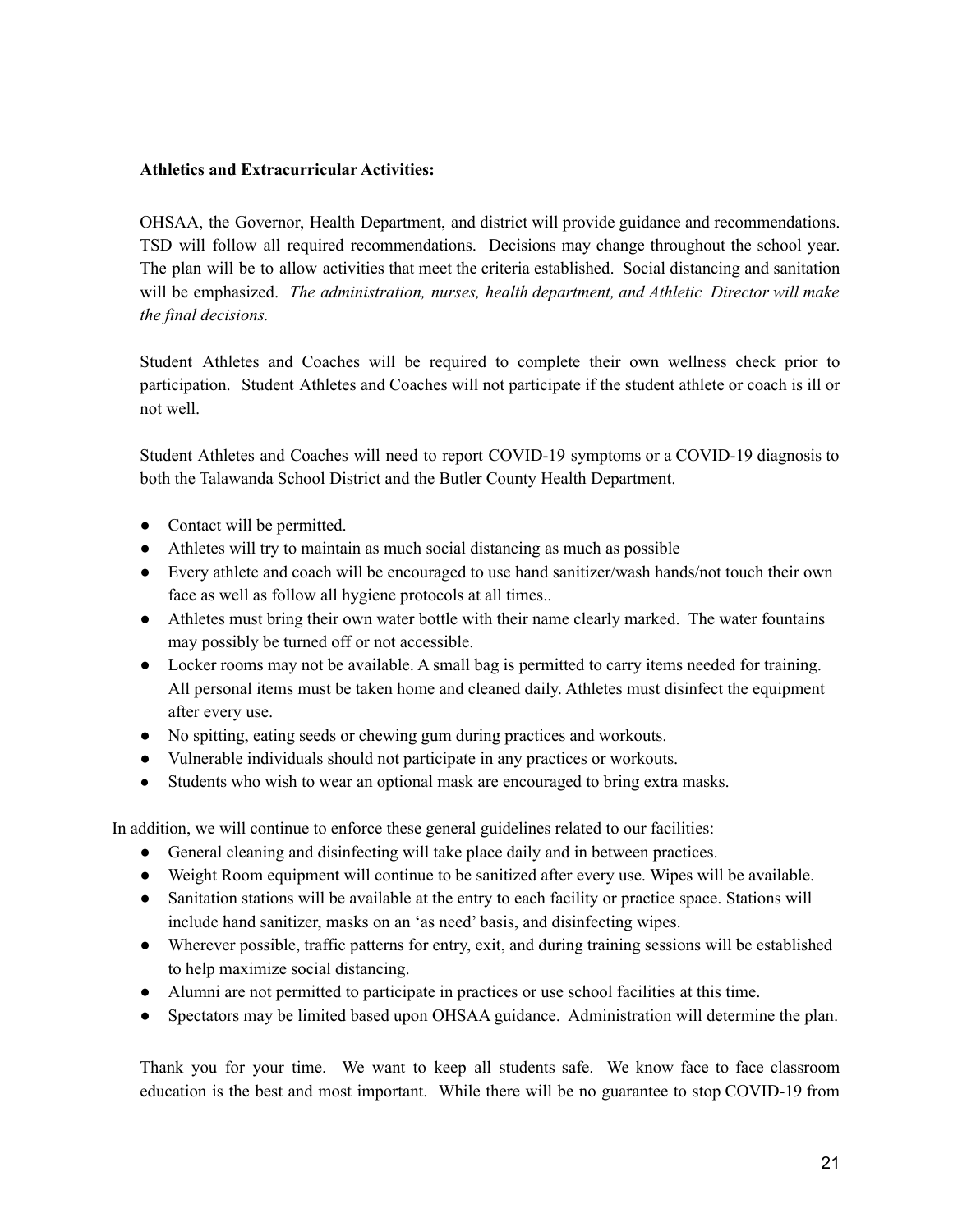**Athletics and Extracurricular Activities:**

OHSAA, the Governor, Health Department, and district will provide guidance and recommendations. TSD will follow all required recommendations. Decisions may change throughout the school year. The plan will be to allow activities that meet the criteria established. Social distancing and sanitation will be emphasized. *The administration, nurses, health department, and Athletic Director will make the final decisions.*

Student Athletes and Coaches will be required to complete their own wellness check prior to participation. Student Athletes and Coaches will not participate if the student athlete or coach is ill or not well.

Student Athletes and Coaches will need to report COVID-19 symptoms or a COVID-19 diagnosis to both the Talawanda School District and the Butler County Health Department.

- Contact will be permitted.
- Athletes will try to maintain as much social distancing as much as possible
- Every athlete and coach will be encouraged to use hand sanitizer/wash hands/not touch their own face as well as follow all hygiene protocols at all times..
- Athletes must bring their own water bottle with their name clearly marked. The water fountains may possibly be turned off or not accessible.
- Locker rooms may not be available. A small bag is permitted to carry items needed for training. All personal items must be taken home and cleaned daily. Athletes must disinfect the equipment after every use.
- No spitting, eating seeds or chewing gum during practices and workouts.
- Vulnerable individuals should not participate in any practices or workouts.
- Students who wish to wear an optional mask are encouraged to bring extra masks.

In addition, we will continue to enforce these general guidelines related to our facilities:

- General cleaning and disinfecting will take place daily and in between practices.
- Weight Room equipment will continue to be sanitized after every use. Wipes will be available.
- Sanitation stations will be available at the entry to each facility or practice space. Stations will include hand sanitizer, masks on an 'as need' basis, and disinfecting wipes.
- Wherever possible, traffic patterns for entry, exit, and during training sessions will be established to help maximize social distancing.
- Alumni are not permitted to participate in practices or use school facilities at this time.
- Spectators may be limited based upon OHSAA guidance. Administration will determine the plan.

Thank you for your time. We want to keep all students safe. We know face to face classroom education is the best and most important. While there will be no guarantee to stop COVID-19 from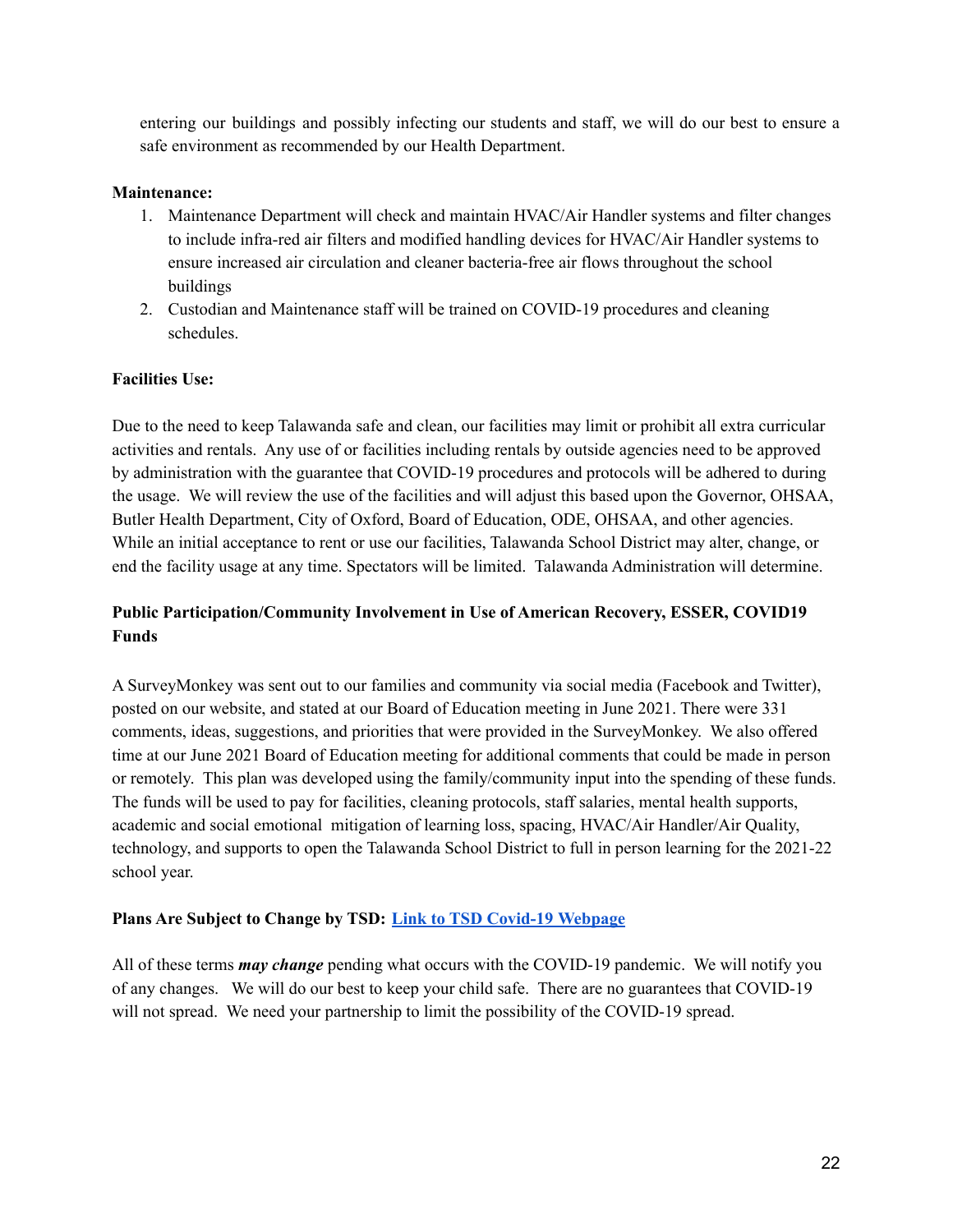entering our buildings and possibly infecting our students and staff, we will do our best to ensure a safe environment as recommended by our Health Department.

**Maintenance:**

1. Maintenance Department will check and maintain HVAC/Air Handler systems and filter changes to include infra-red air filters and modified handling devices for HVAC/Air Handler systems to ensure increased air circulation and cleaner bacteria-free air flows throughout the school buildings
2. Custodian and Maintenance staff will be trained on COVID-19 procedures and cleaning schedules.

**Facilities Use:**

Due to the need to keep Talawanda safe and clean, our facilities may limit or prohibit all extra curricular activities and rentals. Any use of or facilities including rentals by outside agencies need to be approved by administration with the guarantee that COVID-19 procedures and protocols will be adhered to during the usage. We will review the use of the facilities and will adjust this based upon the Governor, OHSAA, Butler Health Department, City of Oxford, Board of Education, ODE, OHSAA, and other agencies. While an initial acceptance to rent or use our facilities, Talawanda School District may alter, change, or end the facility usage at any time. Spectators will be limited. Talawanda Administration will determine.

**Public Participation/Community Involvement in Use of American Recovery, ESSER, COVID19 Funds**

A SurveyMonkey was sent out to our families and community via social media (Facebook and Twitter), posted on our website, and stated at our Board of Education meeting in June 2021. There were 331 comments, ideas, suggestions, and priorities that were provided in the SurveyMonkey. We also offered time at our June 2021 Board of Education meeting for additional comments that could be made in person or remotely. This plan was developed using the family/community input into the spending of these funds. The funds will be used to pay for facilities, cleaning protocols, staff salaries, mental health supports, academic and social emotional mitigation of learning loss, spacing, HVAC/Air Handler/Air Quality, technology, and supports to open the Talawanda School District to full in person learning for the 2021-22 school year.

**Plans Are Subject to Change by TSD: Link to TSD Covid-19 Webpage**

All of these terms ***may change*** pending what occurs with the COVID-19 pandemic. We will notify you of any changes. We will do our best to keep your child safe. There are no guarantees that COVID-19 will not spread. We need your partnership to limit the possibility of the COVID-19 spread.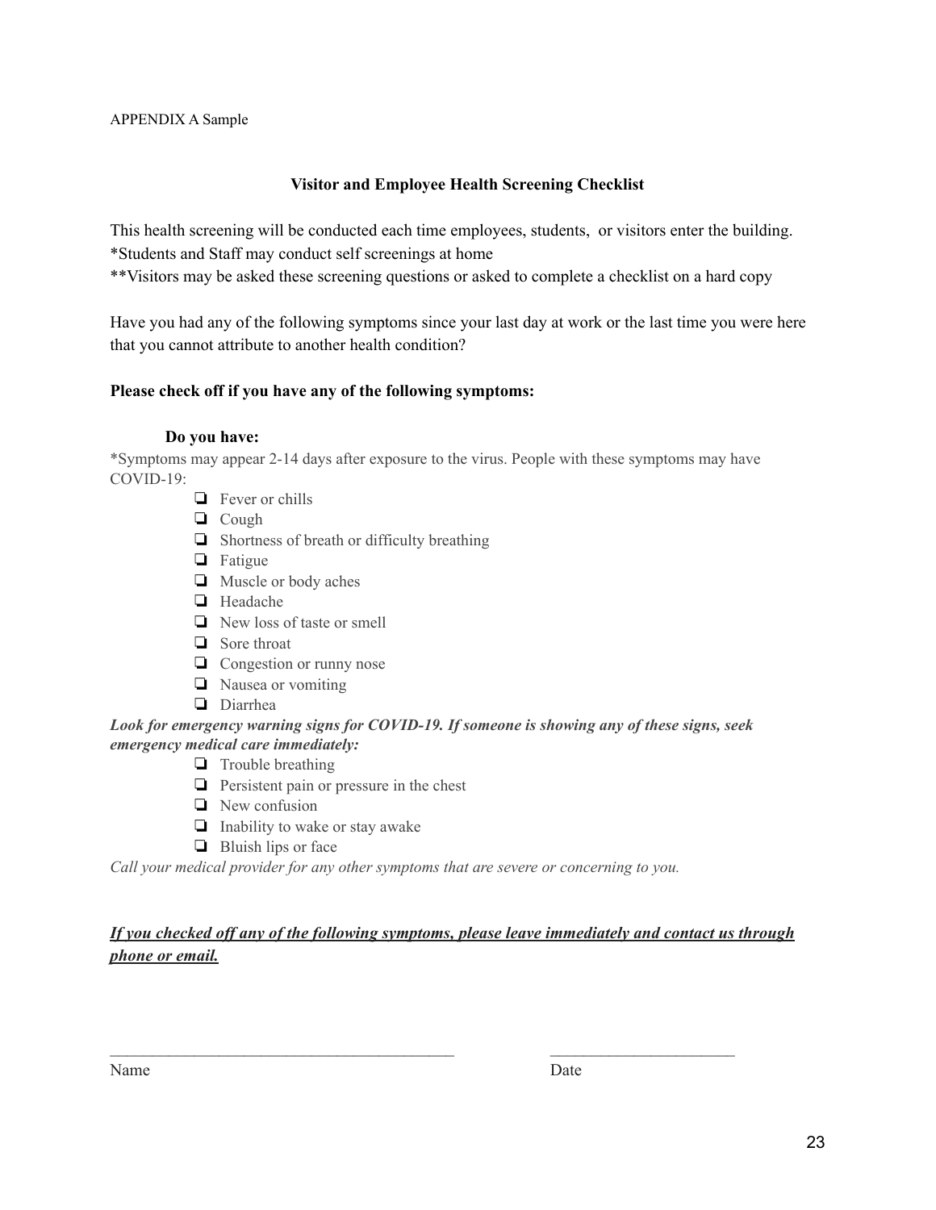APPENDIX A Sample

## Visitor and Employee Health Screening Checklist

This health screening will be conducted each time employees, students, or visitors enter the building.
*Students and Staff may conduct self screenings at home
**Visitors may be asked these screening questions or asked to complete a checklist on a hard copy

Have you had any of the following symptoms since your last day at work or the last time you were here that you cannot attribute to another health condition?

**Please check off if you have any of the following symptoms:**

**Do you have:**

*Symptoms may appear 2-14 days after exposure to the virus. People with these symptoms may have COVID-19:

- ❏ Fever or chills
- ❏ Cough
- ❏ Shortness of breath or difficulty breathing
- ❏ Fatigue
- ❏ Muscle or body aches
- ❏ Headache
- ❏ New loss of taste or smell
- ❏ Sore throat
- ❏ Congestion or runny nose
- ❏ Nausea or vomiting
- ❏ Diarrhea

***Look for emergency warning signs for COVID-19. If someone is showing any of these signs, seek emergency medical care immediately:***

- ❏ Trouble breathing
- ❏ Persistent pain or pressure in the chest
- ❏ New confusion
- ❏ Inability to wake or stay awake
- ❏ Bluish lips or face

*Call your medical provider for any other symptoms that are severe or concerning to you.*

***If you checked off any of the following symptoms, please leave immediately and contact us through phone or email.***

\_\_\_\_\_\_\_\_\_\_\_\_\_\_\_\_\_\_\_\_\_\_\_\_\_\_\_\_\_\_\_\_\_\_\_\_\_\_\_\_\_\_ \_\_\_\_\_\_\_\_\_\_\_\_\_\_\_\_\_\_\_\_\_\_\_

Name Date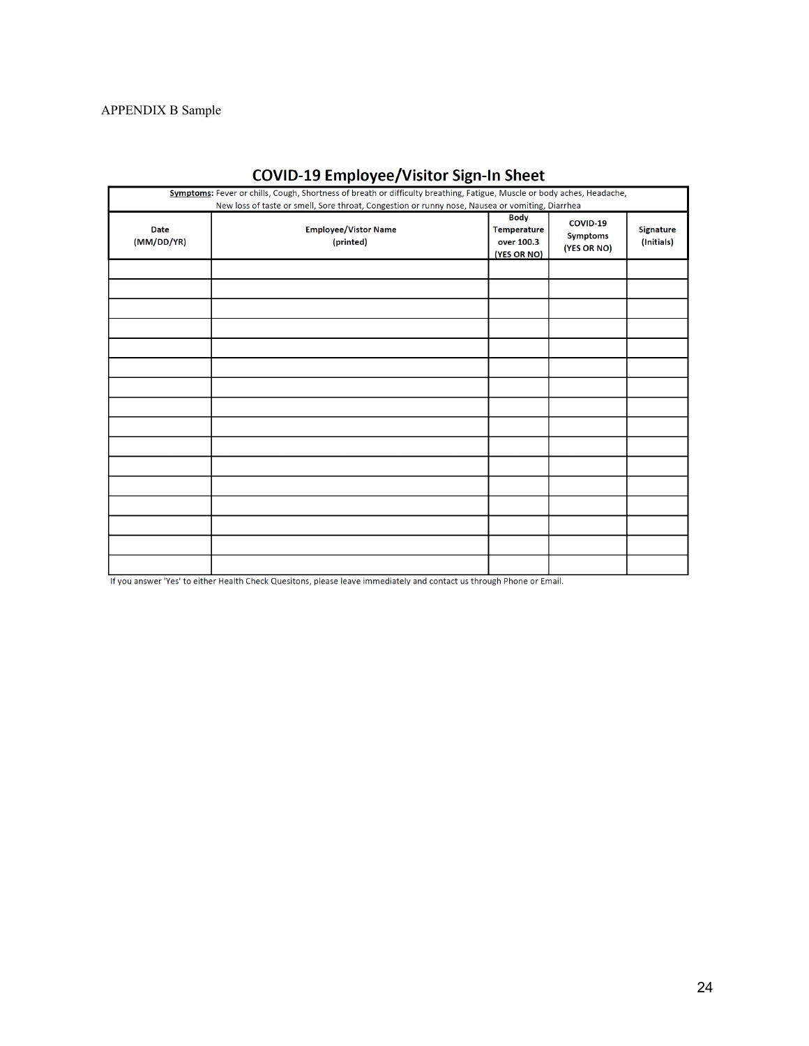APPENDIX B Sample

## COVID-19 Employee/Visitor Sign-In Sheet

**Symptoms:** Fever or chills, Cough, Shortness of breath or difficulty breathing, Fatigue, Muscle or body aches, Headache, New loss of taste or smell, Sore throat, Congestion or runny nose, Nausea or vomiting, Diarrhea

| Date (MM/DD/YR) | Employee/Vistor Name (printed) | Body Temperature over 100.3 (YES OR NO) | COVID-19 Symptoms (YES OR NO) | Signature (Initials) |
|---|---|---|---|---|
| | | | | |
| | | | | |
| | | | | |
| | | | | |
| | | | | |
| | | | | |
| | | | | |
| | | | | |
| | | | | |
| | | | | |
| | | | | |
| | | | | |
| | | | | |
| | | | | |
| | | | | |
| | | | | |

If you answer 'Yes' to either Health Check Quesitons, please leave immediately and contact us through Phone or Email.